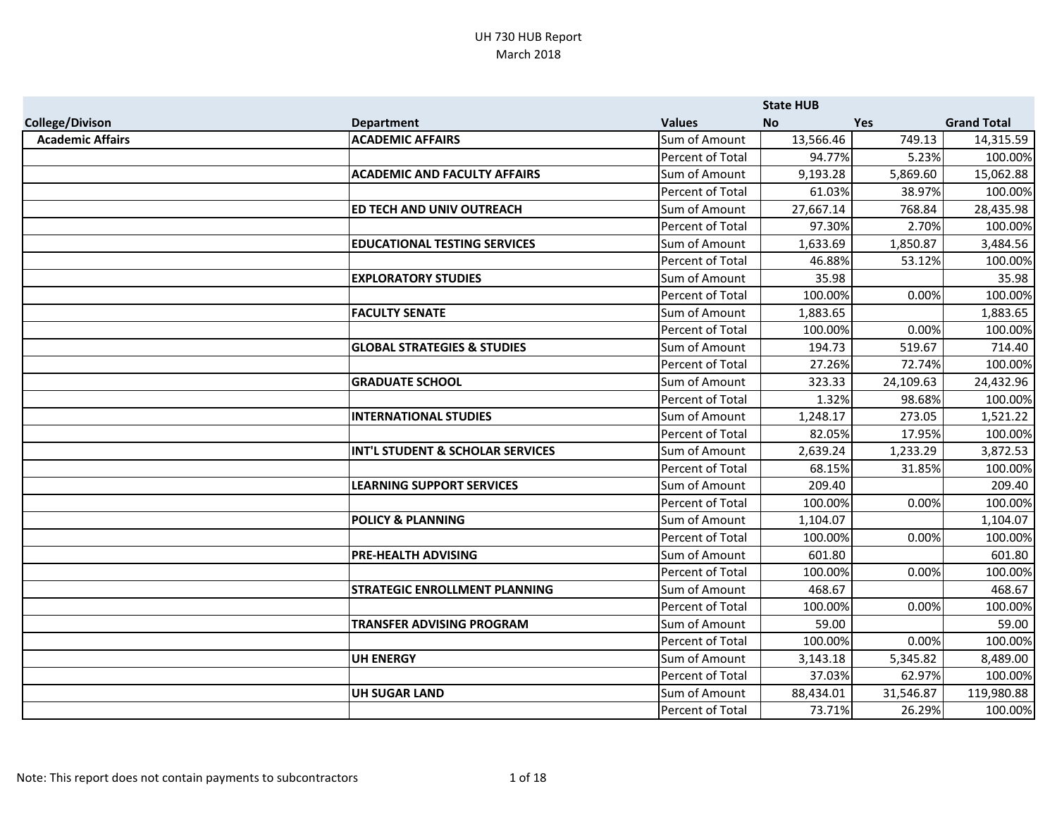# UH 730 HUB Report
## March 2018

| College/Divison | Department | Values | State HUB No | Yes | Grand Total |
|---|---|---|---|---|---|
| **Academic Affairs** | **ACADEMIC AFFAIRS** | Sum of Amount | 13,566.46 | 749.13 | 14,315.59 |
| | | Percent of Total | 94.77% | 5.23% | 100.00% |
| | **ACADEMIC AND FACULTY AFFAIRS** | Sum of Amount | 9,193.28 | 5,869.60 | 15,062.88 |
| | | Percent of Total | 61.03% | 38.97% | 100.00% |
| | **ED TECH AND UNIV OUTREACH** | Sum of Amount | 27,667.14 | 768.84 | 28,435.98 |
| | | Percent of Total | 97.30% | 2.70% | 100.00% |
| | **EDUCATIONAL TESTING SERVICES** | Sum of Amount | 1,633.69 | 1,850.87 | 3,484.56 |
| | | Percent of Total | 46.88% | 53.12% | 100.00% |
| | **EXPLORATORY STUDIES** | Sum of Amount | 35.98 | | 35.98 |
| | | Percent of Total | 100.00% | 0.00% | 100.00% |
| | **FACULTY SENATE** | Sum of Amount | 1,883.65 | | 1,883.65 |
| | | Percent of Total | 100.00% | 0.00% | 100.00% |
| | **GLOBAL STRATEGIES & STUDIES** | Sum of Amount | 194.73 | 519.67 | 714.40 |
| | | Percent of Total | 27.26% | 72.74% | 100.00% |
| | **GRADUATE SCHOOL** | Sum of Amount | 323.33 | 24,109.63 | 24,432.96 |
| | | Percent of Total | 1.32% | 98.68% | 100.00% |
| | **INTERNATIONAL STUDIES** | Sum of Amount | 1,248.17 | 273.05 | 1,521.22 |
| | | Percent of Total | 82.05% | 17.95% | 100.00% |
| | **INT'L STUDENT & SCHOLAR SERVICES** | Sum of Amount | 2,639.24 | 1,233.29 | 3,872.53 |
| | | Percent of Total | 68.15% | 31.85% | 100.00% |
| | **LEARNING SUPPORT SERVICES** | Sum of Amount | 209.40 | | 209.40 |
| | | Percent of Total | 100.00% | 0.00% | 100.00% |
| | **POLICY & PLANNING** | Sum of Amount | 1,104.07 | | 1,104.07 |
| | | Percent of Total | 100.00% | 0.00% | 100.00% |
| | **PRE-HEALTH ADVISING** | Sum of Amount | 601.80 | | 601.80 |
| | | Percent of Total | 100.00% | 0.00% | 100.00% |
| | **STRATEGIC ENROLLMENT PLANNING** | Sum of Amount | 468.67 | | 468.67 |
| | | Percent of Total | 100.00% | 0.00% | 100.00% |
| | **TRANSFER ADVISING PROGRAM** | Sum of Amount | 59.00 | | 59.00 |
| | | Percent of Total | 100.00% | 0.00% | 100.00% |
| | **UH ENERGY** | Sum of Amount | 3,143.18 | 5,345.82 | 8,489.00 |
| | | Percent of Total | 37.03% | 62.97% | 100.00% |
| | **UH SUGAR LAND** | Sum of Amount | 88,434.01 | 31,546.87 | 119,980.88 |
| | | Percent of Total | 73.71% | 26.29% | 100.00% |

Note: This report does not contain payments to subcontractors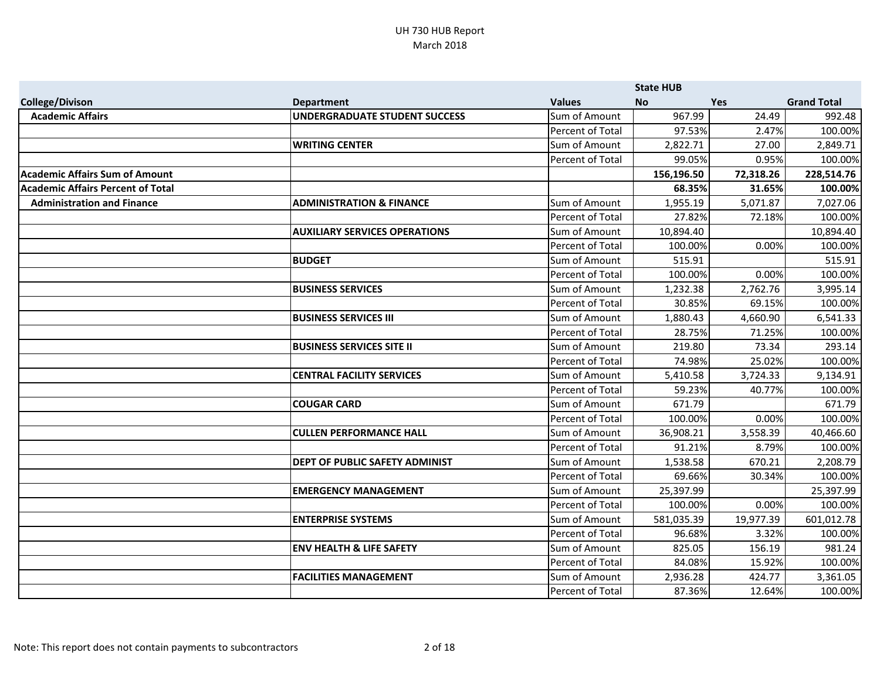UH 730 HUB Report
March 2018

| College/Divison | Department | Values | State HUB No | Yes | Grand Total |
|---|---|---|---|---|---|
| **Academic Affairs** | **UNDERGRADUATE STUDENT SUCCESS** | Sum of Amount | 967.99 | 24.49 | 992.48 |
| | | Percent of Total | 97.53% | 2.47% | 100.00% |
| | **WRITING CENTER** | Sum of Amount | 2,822.71 | 27.00 | 2,849.71 |
| | | Percent of Total | 99.05% | 0.95% | 100.00% |
| **Academic Affairs Sum of Amount** | | | **156,196.50** | **72,318.26** | **228,514.76** |
| **Academic Affairs Percent of Total** | | | **68.35%** | **31.65%** | **100.00%** |
| **Administration and Finance** | **ADMINISTRATION & FINANCE** | Sum of Amount | 1,955.19 | 5,071.87 | 7,027.06 |
| | | Percent of Total | 27.82% | 72.18% | 100.00% |
| | **AUXILIARY SERVICES OPERATIONS** | Sum of Amount | 10,894.40 | | 10,894.40 |
| | | Percent of Total | 100.00% | 0.00% | 100.00% |
| | **BUDGET** | Sum of Amount | 515.91 | | 515.91 |
| | | Percent of Total | 100.00% | 0.00% | 100.00% |
| | **BUSINESS SERVICES** | Sum of Amount | 1,232.38 | 2,762.76 | 3,995.14 |
| | | Percent of Total | 30.85% | 69.15% | 100.00% |
| | **BUSINESS SERVICES III** | Sum of Amount | 1,880.43 | 4,660.90 | 6,541.33 |
| | | Percent of Total | 28.75% | 71.25% | 100.00% |
| | **BUSINESS SERVICES SITE II** | Sum of Amount | 219.80 | 73.34 | 293.14 |
| | | Percent of Total | 74.98% | 25.02% | 100.00% |
| | **CENTRAL FACILITY SERVICES** | Sum of Amount | 5,410.58 | 3,724.33 | 9,134.91 |
| | | Percent of Total | 59.23% | 40.77% | 100.00% |
| | **COUGAR CARD** | Sum of Amount | 671.79 | | 671.79 |
| | | Percent of Total | 100.00% | 0.00% | 100.00% |
| | **CULLEN PERFORMANCE HALL** | Sum of Amount | 36,908.21 | 3,558.39 | 40,466.60 |
| | | Percent of Total | 91.21% | 8.79% | 100.00% |
| | **DEPT OF PUBLIC SAFETY ADMINIST** | Sum of Amount | 1,538.58 | 670.21 | 2,208.79 |
| | | Percent of Total | 69.66% | 30.34% | 100.00% |
| | **EMERGENCY MANAGEMENT** | Sum of Amount | 25,397.99 | | 25,397.99 |
| | | Percent of Total | 100.00% | 0.00% | 100.00% |
| | **ENTERPRISE SYSTEMS** | Sum of Amount | 581,035.39 | 19,977.39 | 601,012.78 |
| | | Percent of Total | 96.68% | 3.32% | 100.00% |
| | **ENV HEALTH & LIFE SAFETY** | Sum of Amount | 825.05 | 156.19 | 981.24 |
| | | Percent of Total | 84.08% | 15.92% | 100.00% |
| | **FACILITIES MANAGEMENT** | Sum of Amount | 2,936.28 | 424.77 | 3,361.05 |
| | | Percent of Total | 87.36% | 12.64% | 100.00% |

Note: This report does not contain payments to subcontractors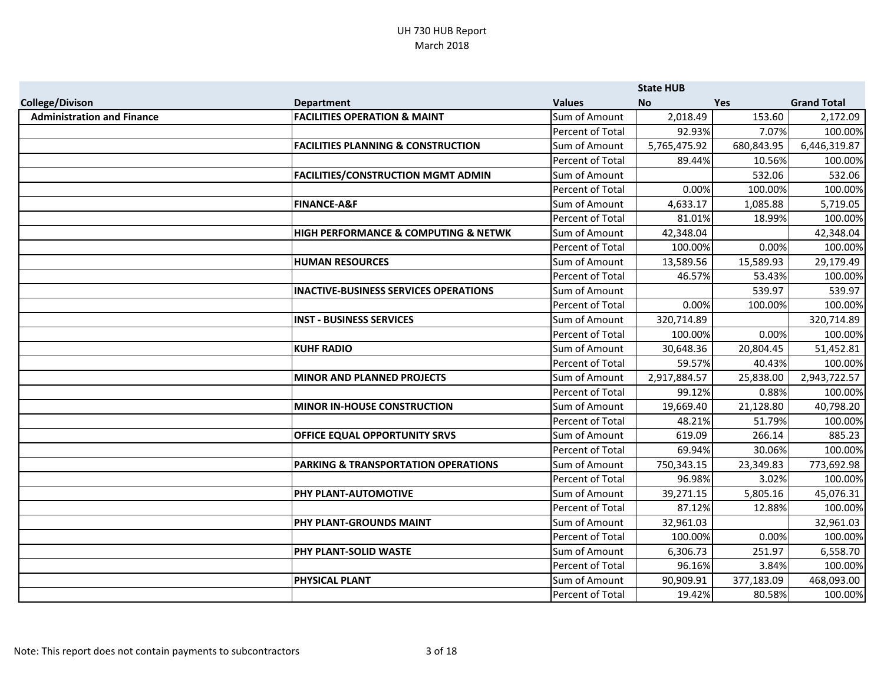# UH 730 HUB Report
## March 2018

| | | | State HUB | | |
|---|---|---|---|---|---|
| **College/Divison** | **Department** | **Values** | **No** | **Yes** | **Grand Total** |
| **Administration and Finance** | **FACILITIES OPERATION & MAINT** | Sum of Amount | 2,018.49 | 153.60 | 2,172.09 |
| | | Percent of Total | 92.93% | 7.07% | 100.00% |
| | **FACILITIES PLANNING & CONSTRUCTION** | Sum of Amount | 5,765,475.92 | 680,843.95 | 6,446,319.87 |
| | | Percent of Total | 89.44% | 10.56% | 100.00% |
| | **FACILITIES/CONSTRUCTION MGMT ADMIN** | Sum of Amount | | 532.06 | 532.06 |
| | | Percent of Total | 0.00% | 100.00% | 100.00% |
| | **FINANCE-A&F** | Sum of Amount | 4,633.17 | 1,085.88 | 5,719.05 |
| | | Percent of Total | 81.01% | 18.99% | 100.00% |
| | **HIGH PERFORMANCE & COMPUTING & NETWK** | Sum of Amount | 42,348.04 | | 42,348.04 |
| | | Percent of Total | 100.00% | 0.00% | 100.00% |
| | **HUMAN RESOURCES** | Sum of Amount | 13,589.56 | 15,589.93 | 29,179.49 |
| | | Percent of Total | 46.57% | 53.43% | 100.00% |
| | **INACTIVE-BUSINESS SERVICES OPERATIONS** | Sum of Amount | | 539.97 | 539.97 |
| | | Percent of Total | 0.00% | 100.00% | 100.00% |
| | **INST - BUSINESS SERVICES** | Sum of Amount | 320,714.89 | | 320,714.89 |
| | | Percent of Total | 100.00% | 0.00% | 100.00% |
| | **KUHF RADIO** | Sum of Amount | 30,648.36 | 20,804.45 | 51,452.81 |
| | | Percent of Total | 59.57% | 40.43% | 100.00% |
| | **MINOR AND PLANNED PROJECTS** | Sum of Amount | 2,917,884.57 | 25,838.00 | 2,943,722.57 |
| | | Percent of Total | 99.12% | 0.88% | 100.00% |
| | **MINOR IN-HOUSE CONSTRUCTION** | Sum of Amount | 19,669.40 | 21,128.80 | 40,798.20 |
| | | Percent of Total | 48.21% | 51.79% | 100.00% |
| | **OFFICE EQUAL OPPORTUNITY SRVS** | Sum of Amount | 619.09 | 266.14 | 885.23 |
| | | Percent of Total | 69.94% | 30.06% | 100.00% |
| | **PARKING & TRANSPORTATION OPERATIONS** | Sum of Amount | 750,343.15 | 23,349.83 | 773,692.98 |
| | | Percent of Total | 96.98% | 3.02% | 100.00% |
| | **PHY PLANT-AUTOMOTIVE** | Sum of Amount | 39,271.15 | 5,805.16 | 45,076.31 |
| | | Percent of Total | 87.12% | 12.88% | 100.00% |
| | **PHY PLANT-GROUNDS MAINT** | Sum of Amount | 32,961.03 | | 32,961.03 |
| | | Percent of Total | 100.00% | 0.00% | 100.00% |
| | **PHY PLANT-SOLID WASTE** | Sum of Amount | 6,306.73 | 251.97 | 6,558.70 |
| | | Percent of Total | 96.16% | 3.84% | 100.00% |
| | **PHYSICAL PLANT** | Sum of Amount | 90,909.91 | 377,183.09 | 468,093.00 |
| | | Percent of Total | 19.42% | 80.58% | 100.00% |

Note: This report does not contain payments to subcontractors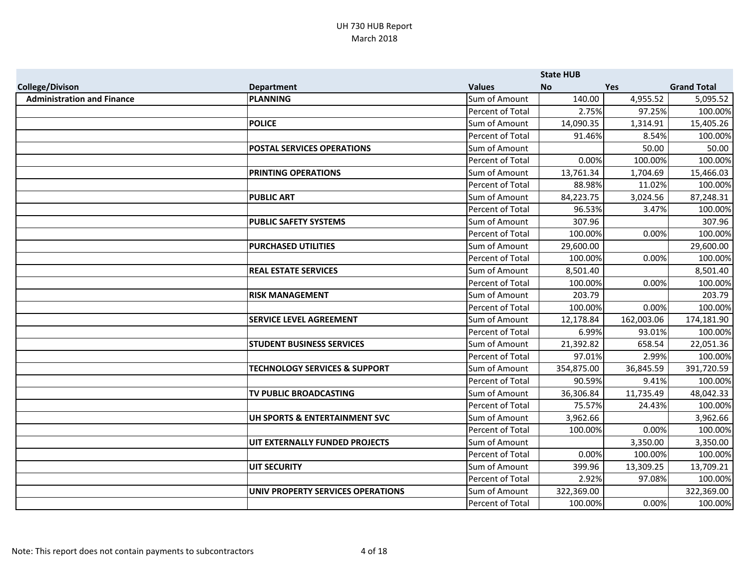# UH 730 HUB Report
## March 2018

| College/Divison | Department | Values | State HUB No | Yes | Grand Total |
|---|---|---|---|---|---|
| **Administration and Finance** | **PLANNING** | Sum of Amount | 140.00 | 4,955.52 | 5,095.52 |
| | | Percent of Total | 2.75% | 97.25% | 100.00% |
| | **POLICE** | Sum of Amount | 14,090.35 | 1,314.91 | 15,405.26 |
| | | Percent of Total | 91.46% | 8.54% | 100.00% |
| | **POSTAL SERVICES OPERATIONS** | Sum of Amount | | 50.00 | 50.00 |
| | | Percent of Total | 0.00% | 100.00% | 100.00% |
| | **PRINTING OPERATIONS** | Sum of Amount | 13,761.34 | 1,704.69 | 15,466.03 |
| | | Percent of Total | 88.98% | 11.02% | 100.00% |
| | **PUBLIC ART** | Sum of Amount | 84,223.75 | 3,024.56 | 87,248.31 |
| | | Percent of Total | 96.53% | 3.47% | 100.00% |
| | **PUBLIC SAFETY SYSTEMS** | Sum of Amount | 307.96 | | 307.96 |
| | | Percent of Total | 100.00% | 0.00% | 100.00% |
| | **PURCHASED UTILITIES** | Sum of Amount | 29,600.00 | | 29,600.00 |
| | | Percent of Total | 100.00% | 0.00% | 100.00% |
| | **REAL ESTATE SERVICES** | Sum of Amount | 8,501.40 | | 8,501.40 |
| | | Percent of Total | 100.00% | 0.00% | 100.00% |
| | **RISK MANAGEMENT** | Sum of Amount | 203.79 | | 203.79 |
| | | Percent of Total | 100.00% | 0.00% | 100.00% |
| | **SERVICE LEVEL AGREEMENT** | Sum of Amount | 12,178.84 | 162,003.06 | 174,181.90 |
| | | Percent of Total | 6.99% | 93.01% | 100.00% |
| | **STUDENT BUSINESS SERVICES** | Sum of Amount | 21,392.82 | 658.54 | 22,051.36 |
| | | Percent of Total | 97.01% | 2.99% | 100.00% |
| | **TECHNOLOGY SERVICES & SUPPORT** | Sum of Amount | 354,875.00 | 36,845.59 | 391,720.59 |
| | | Percent of Total | 90.59% | 9.41% | 100.00% |
| | **TV PUBLIC BROADCASTING** | Sum of Amount | 36,306.84 | 11,735.49 | 48,042.33 |
| | | Percent of Total | 75.57% | 24.43% | 100.00% |
| | **UH SPORTS & ENTERTAINMENT SVC** | Sum of Amount | 3,962.66 | | 3,962.66 |
| | | Percent of Total | 100.00% | 0.00% | 100.00% |
| | **UIT EXTERNALLY FUNDED PROJECTS** | Sum of Amount | | 3,350.00 | 3,350.00 |
| | | Percent of Total | 0.00% | 100.00% | 100.00% |
| | **UIT SECURITY** | Sum of Amount | 399.96 | 13,309.25 | 13,709.21 |
| | | Percent of Total | 2.92% | 97.08% | 100.00% |
| | **UNIV PROPERTY SERVICES OPERATIONS** | Sum of Amount | 322,369.00 | | 322,369.00 |
| | | Percent of Total | 100.00% | 0.00% | 100.00% |

Note: This report does not contain payments to subcontractors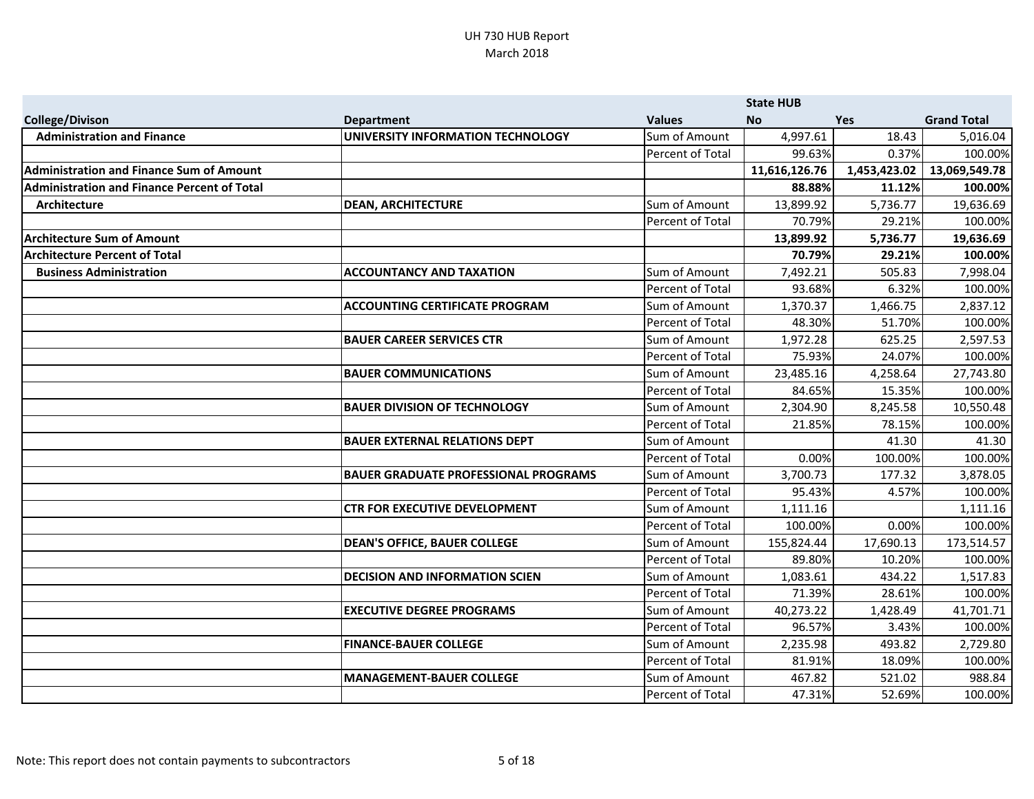UH 730 HUB Report
March 2018

| College/Divison | Department | Values | State HUB No | Yes | Grand Total |
|---|---|---|---|---|---|
| **Administration and Finance** | **UNIVERSITY INFORMATION TECHNOLOGY** | Sum of Amount | 4,997.61 | 18.43 | 5,016.04 |
| | | Percent of Total | 99.63% | 0.37% | 100.00% |
| **Administration and Finance Sum of Amount** | | | **11,616,126.76** | **1,453,423.02** | **13,069,549.78** |
| **Administration and Finance Percent of Total** | | | **88.88%** | **11.12%** | **100.00%** |
| **Architecture** | **DEAN, ARCHITECTURE** | Sum of Amount | 13,899.92 | 5,736.77 | 19,636.69 |
| | | Percent of Total | 70.79% | 29.21% | 100.00% |
| **Architecture Sum of Amount** | | | **13,899.92** | **5,736.77** | **19,636.69** |
| **Architecture Percent of Total** | | | **70.79%** | **29.21%** | **100.00%** |
| **Business Administration** | **ACCOUNTANCY AND TAXATION** | Sum of Amount | 7,492.21 | 505.83 | 7,998.04 |
| | | Percent of Total | 93.68% | 6.32% | 100.00% |
| | **ACCOUNTING CERTIFICATE PROGRAM** | Sum of Amount | 1,370.37 | 1,466.75 | 2,837.12 |
| | | Percent of Total | 48.30% | 51.70% | 100.00% |
| | **BAUER CAREER SERVICES CTR** | Sum of Amount | 1,972.28 | 625.25 | 2,597.53 |
| | | Percent of Total | 75.93% | 24.07% | 100.00% |
| | **BAUER COMMUNICATIONS** | Sum of Amount | 23,485.16 | 4,258.64 | 27,743.80 |
| | | Percent of Total | 84.65% | 15.35% | 100.00% |
| | **BAUER DIVISION OF TECHNOLOGY** | Sum of Amount | 2,304.90 | 8,245.58 | 10,550.48 |
| | | Percent of Total | 21.85% | 78.15% | 100.00% |
| | **BAUER EXTERNAL RELATIONS DEPT** | Sum of Amount | | 41.30 | 41.30 |
| | | Percent of Total | 0.00% | 100.00% | 100.00% |
| | **BAUER GRADUATE PROFESSIONAL PROGRAMS** | Sum of Amount | 3,700.73 | 177.32 | 3,878.05 |
| | | Percent of Total | 95.43% | 4.57% | 100.00% |
| | **CTR FOR EXECUTIVE DEVELOPMENT** | Sum of Amount | 1,111.16 | | 1,111.16 |
| | | Percent of Total | 100.00% | 0.00% | 100.00% |
| | **DEAN'S OFFICE, BAUER COLLEGE** | Sum of Amount | 155,824.44 | 17,690.13 | 173,514.57 |
| | | Percent of Total | 89.80% | 10.20% | 100.00% |
| | **DECISION AND INFORMATION SCIEN** | Sum of Amount | 1,083.61 | 434.22 | 1,517.83 |
| | | Percent of Total | 71.39% | 28.61% | 100.00% |
| | **EXECUTIVE DEGREE PROGRAMS** | Sum of Amount | 40,273.22 | 1,428.49 | 41,701.71 |
| | | Percent of Total | 96.57% | 3.43% | 100.00% |
| | **FINANCE-BAUER COLLEGE** | Sum of Amount | 2,235.98 | 493.82 | 2,729.80 |
| | | Percent of Total | 81.91% | 18.09% | 100.00% |
| | **MANAGEMENT-BAUER COLLEGE** | Sum of Amount | 467.82 | 521.02 | 988.84 |
| | | Percent of Total | 47.31% | 52.69% | 100.00% |

Note: This report does not contain payments to subcontractors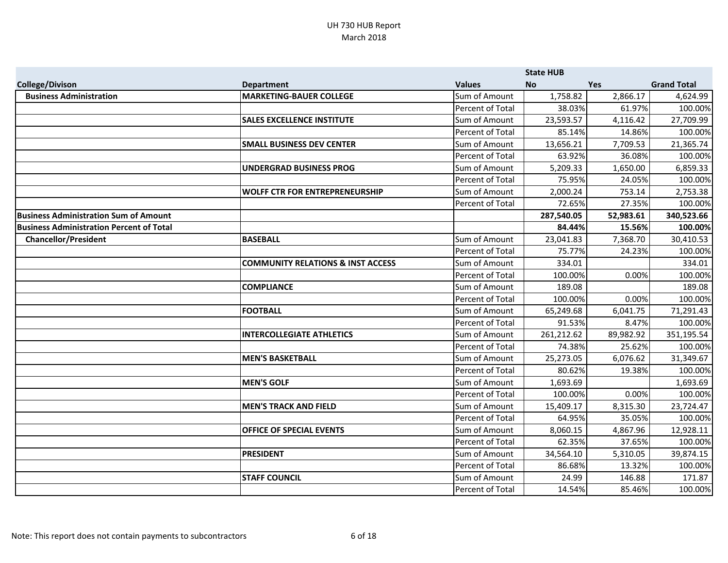UH 730 HUB Report
March 2018

| College/Divison | Department | Values | State HUB No | Yes | Grand Total |
|---|---|---|---|---|---|
| Business Administration | MARKETING-BAUER COLLEGE | Sum of Amount | 1,758.82 | 2,866.17 | 4,624.99 |
| | | Percent of Total | 38.03% | 61.97% | 100.00% |
| | SALES EXCELLENCE INSTITUTE | Sum of Amount | 23,593.57 | 4,116.42 | 27,709.99 |
| | | Percent of Total | 85.14% | 14.86% | 100.00% |
| | SMALL BUSINESS DEV CENTER | Sum of Amount | 13,656.21 | 7,709.53 | 21,365.74 |
| | | Percent of Total | 63.92% | 36.08% | 100.00% |
| | UNDERGRAD BUSINESS PROG | Sum of Amount | 5,209.33 | 1,650.00 | 6,859.33 |
| | | Percent of Total | 75.95% | 24.05% | 100.00% |
| | WOLFF CTR FOR ENTREPRENEURSHIP | Sum of Amount | 2,000.24 | 753.14 | 2,753.38 |
| | | Percent of Total | 72.65% | 27.35% | 100.00% |
| **Business Administration Sum of Amount** | | | **287,540.05** | **52,983.61** | **340,523.66** |
| **Business Administration Percent of Total** | | | **84.44%** | **15.56%** | **100.00%** |
| Chancellor/President | BASEBALL | Sum of Amount | 23,041.83 | 7,368.70 | 30,410.53 |
| | | Percent of Total | 75.77% | 24.23% | 100.00% |
| | COMMUNITY RELATIONS & INST ACCESS | Sum of Amount | 334.01 | | 334.01 |
| | | Percent of Total | 100.00% | 0.00% | 100.00% |
| | COMPLIANCE | Sum of Amount | 189.08 | | 189.08 |
| | | Percent of Total | 100.00% | 0.00% | 100.00% |
| | FOOTBALL | Sum of Amount | 65,249.68 | 6,041.75 | 71,291.43 |
| | | Percent of Total | 91.53% | 8.47% | 100.00% |
| | INTERCOLLEGIATE ATHLETICS | Sum of Amount | 261,212.62 | 89,982.92 | 351,195.54 |
| | | Percent of Total | 74.38% | 25.62% | 100.00% |
| | MEN'S BASKETBALL | Sum of Amount | 25,273.05 | 6,076.62 | 31,349.67 |
| | | Percent of Total | 80.62% | 19.38% | 100.00% |
| | MEN'S GOLF | Sum of Amount | 1,693.69 | | 1,693.69 |
| | | Percent of Total | 100.00% | 0.00% | 100.00% |
| | MEN'S TRACK AND FIELD | Sum of Amount | 15,409.17 | 8,315.30 | 23,724.47 |
| | | Percent of Total | 64.95% | 35.05% | 100.00% |
| | OFFICE OF SPECIAL EVENTS | Sum of Amount | 8,060.15 | 4,867.96 | 12,928.11 |
| | | Percent of Total | 62.35% | 37.65% | 100.00% |
| | PRESIDENT | Sum of Amount | 34,564.10 | 5,310.05 | 39,874.15 |
| | | Percent of Total | 86.68% | 13.32% | 100.00% |
| | STAFF COUNCIL | Sum of Amount | 24.99 | 146.88 | 171.87 |
| | | Percent of Total | 14.54% | 85.46% | 100.00% |

Note: This report does not contain payments to subcontractors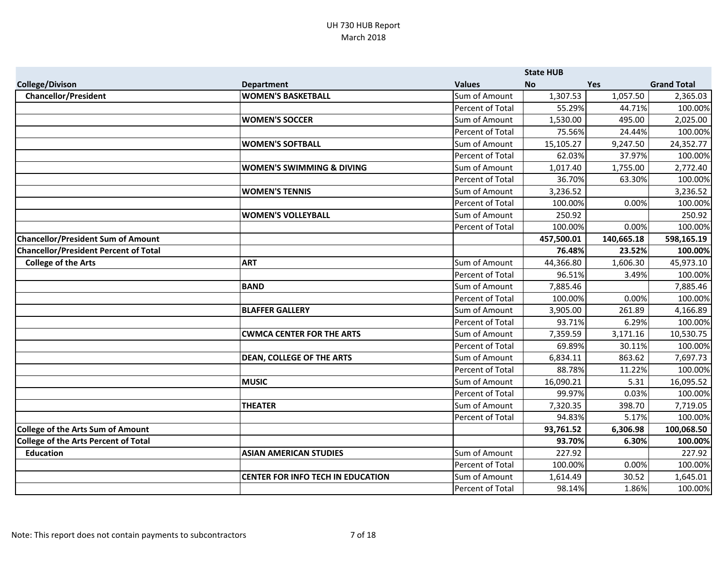# UH 730 HUB Report
March 2018

| | | | State HUB | | |
|---|---|---|---|---|---|
| **College/Divison** | **Department** | **Values** | **No** | **Yes** | **Grand Total** |
| **Chancellor/President** | **WOMEN'S BASKETBALL** | Sum of Amount | 1,307.53 | 1,057.50 | 2,365.03 |
| | | Percent of Total | 55.29% | 44.71% | 100.00% |
| | **WOMEN'S SOCCER** | Sum of Amount | 1,530.00 | 495.00 | 2,025.00 |
| | | Percent of Total | 75.56% | 24.44% | 100.00% |
| | **WOMEN'S SOFTBALL** | Sum of Amount | 15,105.27 | 9,247.50 | 24,352.77 |
| | | Percent of Total | 62.03% | 37.97% | 100.00% |
| | **WOMEN'S SWIMMING & DIVING** | Sum of Amount | 1,017.40 | 1,755.00 | 2,772.40 |
| | | Percent of Total | 36.70% | 63.30% | 100.00% |
| | **WOMEN'S TENNIS** | Sum of Amount | 3,236.52 | | 3,236.52 |
| | | Percent of Total | 100.00% | 0.00% | 100.00% |
| | **WOMEN'S VOLLEYBALL** | Sum of Amount | 250.92 | | 250.92 |
| | | Percent of Total | 100.00% | 0.00% | 100.00% |
| **Chancellor/President Sum of Amount** | | | **457,500.01** | **140,665.18** | **598,165.19** |
| **Chancellor/President Percent of Total** | | | **76.48%** | **23.52%** | **100.00%** |
| **College of the Arts** | **ART** | Sum of Amount | 44,366.80 | 1,606.30 | 45,973.10 |
| | | Percent of Total | 96.51% | 3.49% | 100.00% |
| | **BAND** | Sum of Amount | 7,885.46 | | 7,885.46 |
| | | Percent of Total | 100.00% | 0.00% | 100.00% |
| | **BLAFFER GALLERY** | Sum of Amount | 3,905.00 | 261.89 | 4,166.89 |
| | | Percent of Total | 93.71% | 6.29% | 100.00% |
| | **CWMCA CENTER FOR THE ARTS** | Sum of Amount | 7,359.59 | 3,171.16 | 10,530.75 |
| | | Percent of Total | 69.89% | 30.11% | 100.00% |
| | **DEAN, COLLEGE OF THE ARTS** | Sum of Amount | 6,834.11 | 863.62 | 7,697.73 |
| | | Percent of Total | 88.78% | 11.22% | 100.00% |
| | **MUSIC** | Sum of Amount | 16,090.21 | 5.31 | 16,095.52 |
| | | Percent of Total | 99.97% | 0.03% | 100.00% |
| | **THEATER** | Sum of Amount | 7,320.35 | 398.70 | 7,719.05 |
| | | Percent of Total | 94.83% | 5.17% | 100.00% |
| **College of the Arts Sum of Amount** | | | **93,761.52** | **6,306.98** | **100,068.50** |
| **College of the Arts Percent of Total** | | | **93.70%** | **6.30%** | **100.00%** |
| **Education** | **ASIAN AMERICAN STUDIES** | Sum of Amount | 227.92 | | 227.92 |
| | | Percent of Total | 100.00% | 0.00% | 100.00% |
| | **CENTER FOR INFO TECH IN EDUCATION** | Sum of Amount | 1,614.49 | 30.52 | 1,645.01 |
| | | Percent of Total | 98.14% | 1.86% | 100.00% |

Note: This report does not contain payments to subcontractors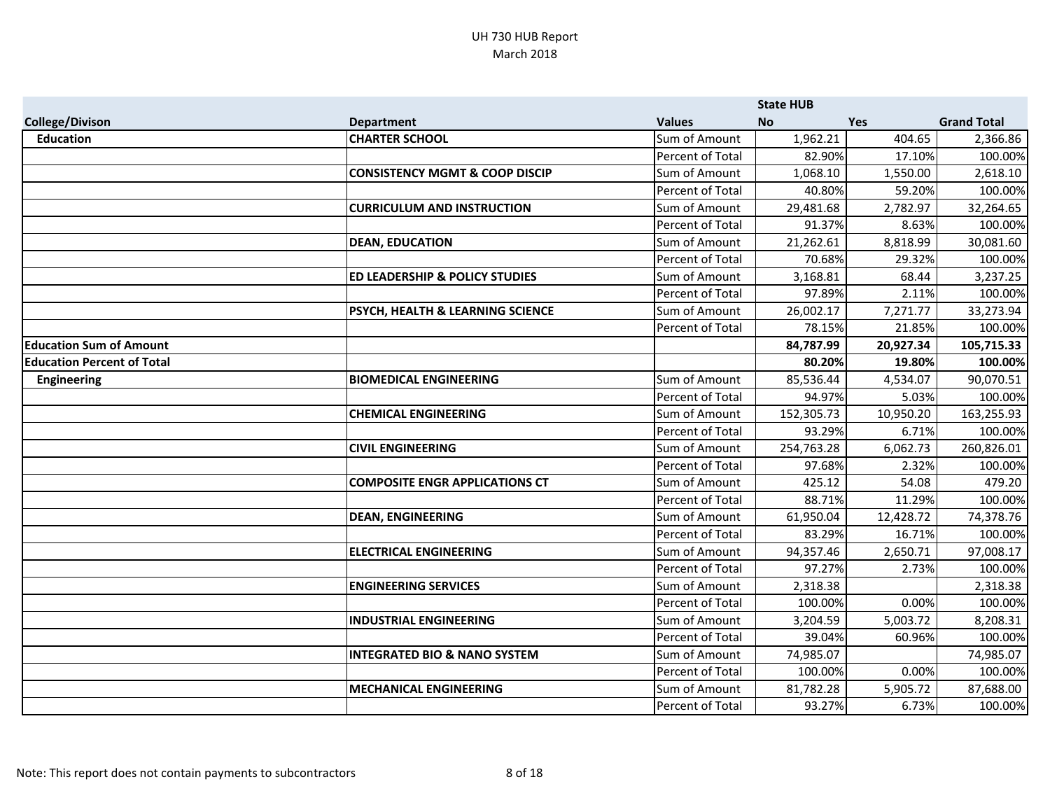UH 730 HUB Report
March 2018

| College/Divison | Department | Values | State HUB No | Yes | Grand Total |
|---|---|---|---|---|---|
| **Education** | **CHARTER SCHOOL** | Sum of Amount | 1,962.21 | 404.65 | 2,366.86 |
| | | Percent of Total | 82.90% | 17.10% | 100.00% |
| | **CONSISTENCY MGMT & COOP DISCIP** | Sum of Amount | 1,068.10 | 1,550.00 | 2,618.10 |
| | | Percent of Total | 40.80% | 59.20% | 100.00% |
| | **CURRICULUM AND INSTRUCTION** | Sum of Amount | 29,481.68 | 2,782.97 | 32,264.65 |
| | | Percent of Total | 91.37% | 8.63% | 100.00% |
| | **DEAN, EDUCATION** | Sum of Amount | 21,262.61 | 8,818.99 | 30,081.60 |
| | | Percent of Total | 70.68% | 29.32% | 100.00% |
| | **ED LEADERSHIP & POLICY STUDIES** | Sum of Amount | 3,168.81 | 68.44 | 3,237.25 |
| | | Percent of Total | 97.89% | 2.11% | 100.00% |
| | **PSYCH, HEALTH & LEARNING SCIENCE** | Sum of Amount | 26,002.17 | 7,271.77 | 33,273.94 |
| | | Percent of Total | 78.15% | 21.85% | 100.00% |
| **Education Sum of Amount** | | | **84,787.99** | **20,927.34** | **105,715.33** |
| **Education Percent of Total** | | | **80.20%** | **19.80%** | **100.00%** |
| **Engineering** | **BIOMEDICAL ENGINEERING** | Sum of Amount | 85,536.44 | 4,534.07 | 90,070.51 |
| | | Percent of Total | 94.97% | 5.03% | 100.00% |
| | **CHEMICAL ENGINEERING** | Sum of Amount | 152,305.73 | 10,950.20 | 163,255.93 |
| | | Percent of Total | 93.29% | 6.71% | 100.00% |
| | **CIVIL ENGINEERING** | Sum of Amount | 254,763.28 | 6,062.73 | 260,826.01 |
| | | Percent of Total | 97.68% | 2.32% | 100.00% |
| | **COMPOSITE ENGR APPLICATIONS CT** | Sum of Amount | 425.12 | 54.08 | 479.20 |
| | | Percent of Total | 88.71% | 11.29% | 100.00% |
| | **DEAN, ENGINEERING** | Sum of Amount | 61,950.04 | 12,428.72 | 74,378.76 |
| | | Percent of Total | 83.29% | 16.71% | 100.00% |
| | **ELECTRICAL ENGINEERING** | Sum of Amount | 94,357.46 | 2,650.71 | 97,008.17 |
| | | Percent of Total | 97.27% | 2.73% | 100.00% |
| | **ENGINEERING SERVICES** | Sum of Amount | 2,318.38 | | 2,318.38 |
| | | Percent of Total | 100.00% | 0.00% | 100.00% |
| | **INDUSTRIAL ENGINEERING** | Sum of Amount | 3,204.59 | 5,003.72 | 8,208.31 |
| | | Percent of Total | 39.04% | 60.96% | 100.00% |
| | **INTEGRATED BIO & NANO SYSTEM** | Sum of Amount | 74,985.07 | | 74,985.07 |
| | | Percent of Total | 100.00% | 0.00% | 100.00% |
| | **MECHANICAL ENGINEERING** | Sum of Amount | 81,782.28 | 5,905.72 | 87,688.00 |
| | | Percent of Total | 93.27% | 6.73% | 100.00% |

Note: This report does not contain payments to subcontractors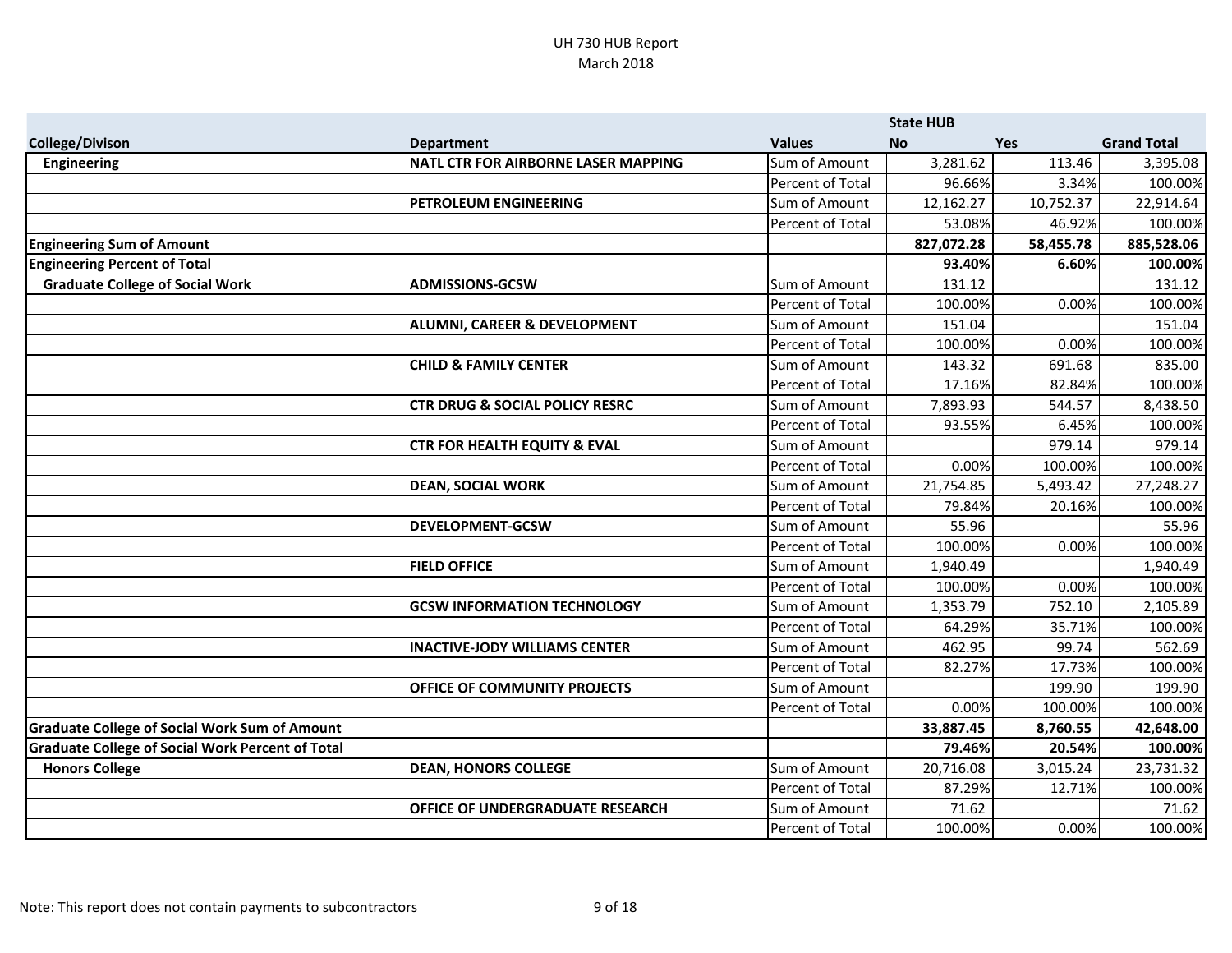UH 730 HUB Report
March 2018

| | | | State HUB | | |
|---|---|---|---|---|---|
| **College/Divison** | **Department** | **Values** | **No** | **Yes** | **Grand Total** |
| **Engineering** | **NATL CTR FOR AIRBORNE LASER MAPPING** | Sum of Amount | 3,281.62 | 113.46 | 3,395.08 |
| | | Percent of Total | 96.66% | 3.34% | 100.00% |
| | **PETROLEUM ENGINEERING** | Sum of Amount | 12,162.27 | 10,752.37 | 22,914.64 |
| | | Percent of Total | 53.08% | 46.92% | 100.00% |
| **Engineering Sum of Amount** | | | **827,072.28** | **58,455.78** | **885,528.06** |
| **Engineering Percent of Total** | | | **93.40%** | **6.60%** | **100.00%** |
| **Graduate College of Social Work** | **ADMISSIONS-GCSW** | Sum of Amount | 131.12 | | 131.12 |
| | | Percent of Total | 100.00% | 0.00% | 100.00% |
| | **ALUMNI, CAREER & DEVELOPMENT** | Sum of Amount | 151.04 | | 151.04 |
| | | Percent of Total | 100.00% | 0.00% | 100.00% |
| | **CHILD & FAMILY CENTER** | Sum of Amount | 143.32 | 691.68 | 835.00 |
| | | Percent of Total | 17.16% | 82.84% | 100.00% |
| | **CTR DRUG & SOCIAL POLICY RESRC** | Sum of Amount | 7,893.93 | 544.57 | 8,438.50 |
| | | Percent of Total | 93.55% | 6.45% | 100.00% |
| | **CTR FOR HEALTH EQUITY & EVAL** | Sum of Amount | | 979.14 | 979.14 |
| | | Percent of Total | 0.00% | 100.00% | 100.00% |
| | **DEAN, SOCIAL WORK** | Sum of Amount | 21,754.85 | 5,493.42 | 27,248.27 |
| | | Percent of Total | 79.84% | 20.16% | 100.00% |
| | **DEVELOPMENT-GCSW** | Sum of Amount | 55.96 | | 55.96 |
| | | Percent of Total | 100.00% | 0.00% | 100.00% |
| | **FIELD OFFICE** | Sum of Amount | 1,940.49 | | 1,940.49 |
| | | Percent of Total | 100.00% | 0.00% | 100.00% |
| | **GCSW INFORMATION TECHNOLOGY** | Sum of Amount | 1,353.79 | 752.10 | 2,105.89 |
| | | Percent of Total | 64.29% | 35.71% | 100.00% |
| | **INACTIVE-JODY WILLIAMS CENTER** | Sum of Amount | 462.95 | 99.74 | 562.69 |
| | | Percent of Total | 82.27% | 17.73% | 100.00% |
| | **OFFICE OF COMMUNITY PROJECTS** | Sum of Amount | | 199.90 | 199.90 |
| | | Percent of Total | 0.00% | 100.00% | 100.00% |
| **Graduate College of Social Work Sum of Amount** | | | **33,887.45** | **8,760.55** | **42,648.00** |
| **Graduate College of Social Work Percent of Total** | | | **79.46%** | **20.54%** | **100.00%** |
| **Honors College** | **DEAN, HONORS COLLEGE** | Sum of Amount | 20,716.08 | 3,015.24 | 23,731.32 |
| | | Percent of Total | 87.29% | 12.71% | 100.00% |
| | **OFFICE OF UNDERGRADUATE RESEARCH** | Sum of Amount | 71.62 | | 71.62 |
| | | Percent of Total | 100.00% | 0.00% | 100.00% |

Note: This report does not contain payments to subcontractors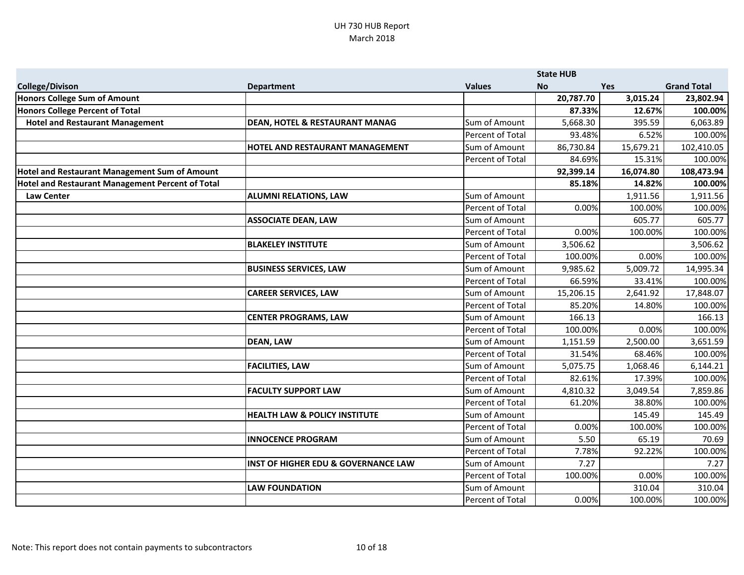# UH 730 HUB Report
March 2018

| College/Divison | Department | Values | State HUB No | Yes | Grand Total |
|---|---|---|---|---|---|
| **Honors College Sum of Amount** | | | **20,787.70** | **3,015.24** | **23,802.94** |
| **Honors College Percent of Total** | | | **87.33%** | **12.67%** | **100.00%** |
| **Hotel and Restaurant Management** | **DEAN, HOTEL & RESTAURANT MANAG** | Sum of Amount | 5,668.30 | 395.59 | 6,063.89 |
| | | Percent of Total | 93.48% | 6.52% | 100.00% |
| | **HOTEL AND RESTAURANT MANAGEMENT** | Sum of Amount | 86,730.84 | 15,679.21 | 102,410.05 |
| | | Percent of Total | 84.69% | 15.31% | 100.00% |
| **Hotel and Restaurant Management Sum of Amount** | | | **92,399.14** | **16,074.80** | **108,473.94** |
| **Hotel and Restaurant Management Percent of Total** | | | **85.18%** | **14.82%** | **100.00%** |
| **Law Center** | **ALUMNI RELATIONS, LAW** | Sum of Amount | | 1,911.56 | 1,911.56 |
| | | Percent of Total | 0.00% | 100.00% | 100.00% |
| | **ASSOCIATE DEAN, LAW** | Sum of Amount | | 605.77 | 605.77 |
| | | Percent of Total | 0.00% | 100.00% | 100.00% |
| | **BLAKELEY INSTITUTE** | Sum of Amount | 3,506.62 | | 3,506.62 |
| | | Percent of Total | 100.00% | 0.00% | 100.00% |
| | **BUSINESS SERVICES, LAW** | Sum of Amount | 9,985.62 | 5,009.72 | 14,995.34 |
| | | Percent of Total | 66.59% | 33.41% | 100.00% |
| | **CAREER SERVICES, LAW** | Sum of Amount | 15,206.15 | 2,641.92 | 17,848.07 |
| | | Percent of Total | 85.20% | 14.80% | 100.00% |
| | **CENTER PROGRAMS, LAW** | Sum of Amount | 166.13 | | 166.13 |
| | | Percent of Total | 100.00% | 0.00% | 100.00% |
| | **DEAN, LAW** | Sum of Amount | 1,151.59 | 2,500.00 | 3,651.59 |
| | | Percent of Total | 31.54% | 68.46% | 100.00% |
| | **FACILITIES, LAW** | Sum of Amount | 5,075.75 | 1,068.46 | 6,144.21 |
| | | Percent of Total | 82.61% | 17.39% | 100.00% |
| | **FACULTY SUPPORT LAW** | Sum of Amount | 4,810.32 | 3,049.54 | 7,859.86 |
| | | Percent of Total | 61.20% | 38.80% | 100.00% |
| | **HEALTH LAW & POLICY INSTITUTE** | Sum of Amount | | 145.49 | 145.49 |
| | | Percent of Total | 0.00% | 100.00% | 100.00% |
| | **INNOCENCE PROGRAM** | Sum of Amount | 5.50 | 65.19 | 70.69 |
| | | Percent of Total | 7.78% | 92.22% | 100.00% |
| | **INST OF HIGHER EDU & GOVERNANCE LAW** | Sum of Amount | 7.27 | | 7.27 |
| | | Percent of Total | 100.00% | 0.00% | 100.00% |
| | **LAW FOUNDATION** | Sum of Amount | | 310.04 | 310.04 |
| | | Percent of Total | 0.00% | 100.00% | 100.00% |

Note: This report does not contain payments to subcontractors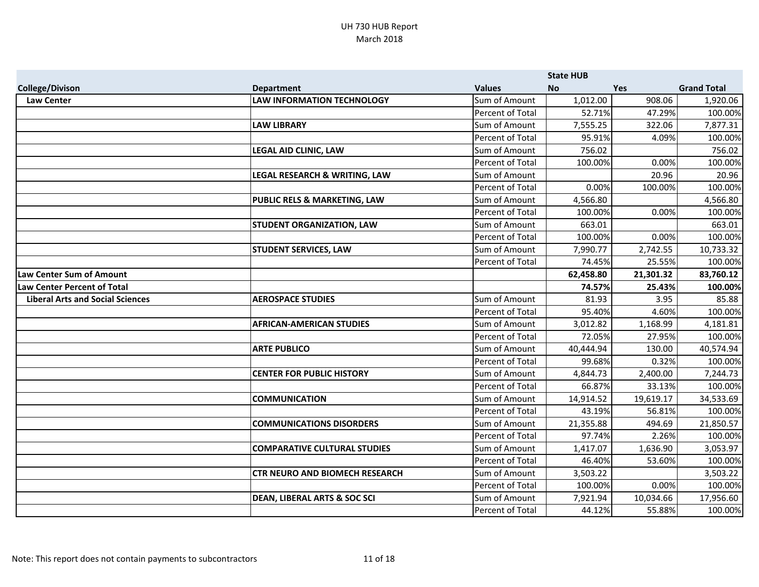# UH 730 HUB Report
March 2018

| College/Divison | Department | Values | State HUB No | Yes | Grand Total |
|---|---|---|---|---|---|
| Law Center | LAW INFORMATION TECHNOLOGY | Sum of Amount | 1,012.00 | 908.06 | 1,920.06 |
| | | Percent of Total | 52.71% | 47.29% | 100.00% |
| | LAW LIBRARY | Sum of Amount | 7,555.25 | 322.06 | 7,877.31 |
| | | Percent of Total | 95.91% | 4.09% | 100.00% |
| | LEGAL AID CLINIC, LAW | Sum of Amount | 756.02 | | 756.02 |
| | | Percent of Total | 100.00% | 0.00% | 100.00% |
| | LEGAL RESEARCH & WRITING, LAW | Sum of Amount | | 20.96 | 20.96 |
| | | Percent of Total | 0.00% | 100.00% | 100.00% |
| | PUBLIC RELS & MARKETING, LAW | Sum of Amount | 4,566.80 | | 4,566.80 |
| | | Percent of Total | 100.00% | 0.00% | 100.00% |
| | STUDENT ORGANIZATION, LAW | Sum of Amount | 663.01 | | 663.01 |
| | | Percent of Total | 100.00% | 0.00% | 100.00% |
| | STUDENT SERVICES, LAW | Sum of Amount | 7,990.77 | 2,742.55 | 10,733.32 |
| | | Percent of Total | 74.45% | 25.55% | 100.00% |
| **Law Center Sum of Amount** | | | **62,458.80** | **21,301.32** | **83,760.12** |
| **Law Center Percent of Total** | | | **74.57%** | **25.43%** | **100.00%** |
| Liberal Arts and Social Sciences | AEROSPACE STUDIES | Sum of Amount | 81.93 | 3.95 | 85.88 |
| | | Percent of Total | 95.40% | 4.60% | 100.00% |
| | AFRICAN-AMERICAN STUDIES | Sum of Amount | 3,012.82 | 1,168.99 | 4,181.81 |
| | | Percent of Total | 72.05% | 27.95% | 100.00% |
| | ARTE PUBLICO | Sum of Amount | 40,444.94 | 130.00 | 40,574.94 |
| | | Percent of Total | 99.68% | 0.32% | 100.00% |
| | CENTER FOR PUBLIC HISTORY | Sum of Amount | 4,844.73 | 2,400.00 | 7,244.73 |
| | | Percent of Total | 66.87% | 33.13% | 100.00% |
| | COMMUNICATION | Sum of Amount | 14,914.52 | 19,619.17 | 34,533.69 |
| | | Percent of Total | 43.19% | 56.81% | 100.00% |
| | COMMUNICATIONS DISORDERS | Sum of Amount | 21,355.88 | 494.69 | 21,850.57 |
| | | Percent of Total | 97.74% | 2.26% | 100.00% |
| | COMPARATIVE CULTURAL STUDIES | Sum of Amount | 1,417.07 | 1,636.90 | 3,053.97 |
| | | Percent of Total | 46.40% | 53.60% | 100.00% |
| | CTR NEURO AND BIOMECH RESEARCH | Sum of Amount | 3,503.22 | | 3,503.22 |
| | | Percent of Total | 100.00% | 0.00% | 100.00% |
| | DEAN, LIBERAL ARTS & SOC SCI | Sum of Amount | 7,921.94 | 10,034.66 | 17,956.60 |
| | | Percent of Total | 44.12% | 55.88% | 100.00% |

Note: This report does not contain payments to subcontractors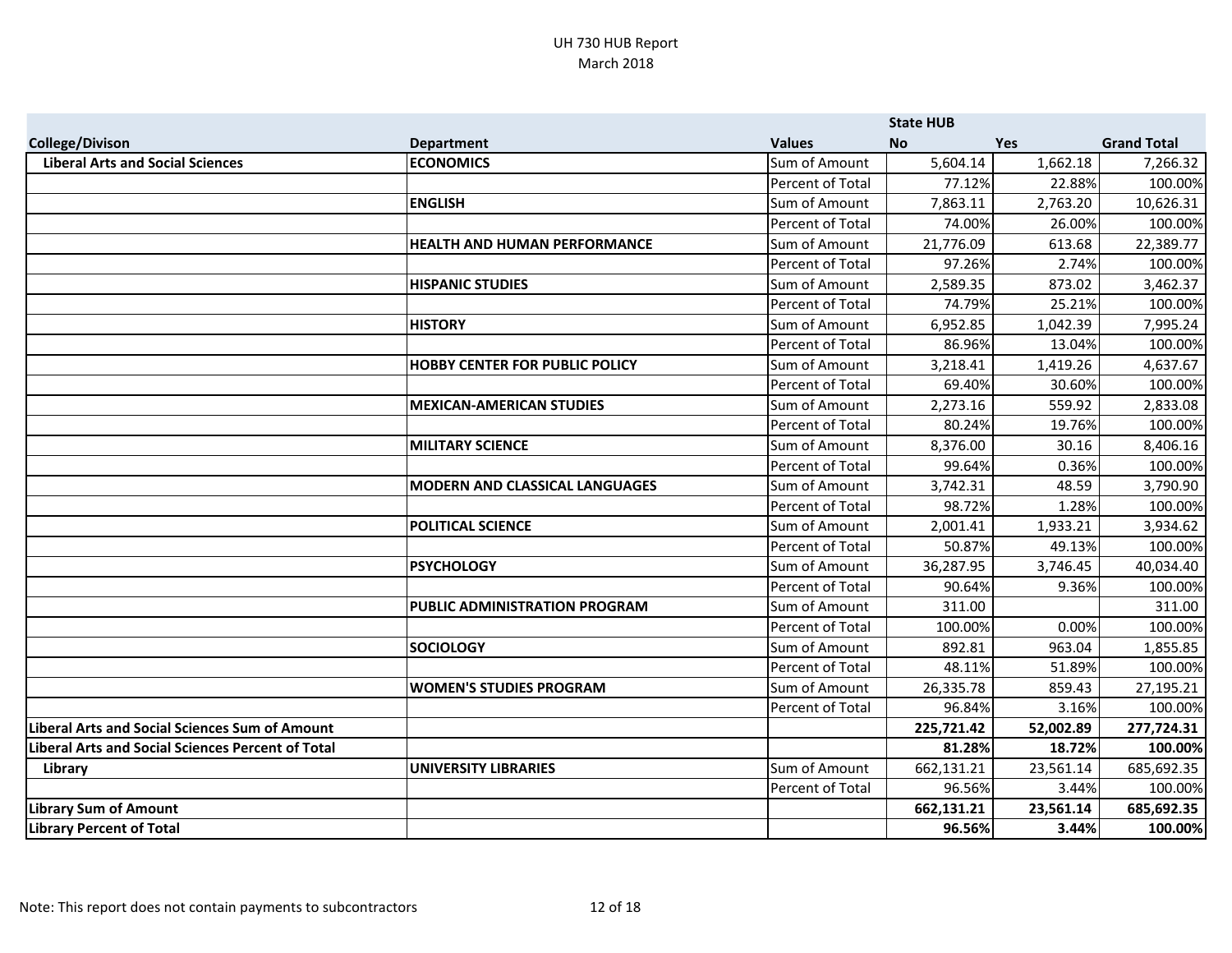# UH 730 HUB Report
March 2018

| College/Divison | Department | Values | State HUB No | Yes | Grand Total |
|---|---|---|---|---|---|
| **Liberal Arts and Social Sciences** | **ECONOMICS** | Sum of Amount | 5,604.14 | 1,662.18 | 7,266.32 |
| | | Percent of Total | 77.12% | 22.88% | 100.00% |
| | **ENGLISH** | Sum of Amount | 7,863.11 | 2,763.20 | 10,626.31 |
| | | Percent of Total | 74.00% | 26.00% | 100.00% |
| | **HEALTH AND HUMAN PERFORMANCE** | Sum of Amount | 21,776.09 | 613.68 | 22,389.77 |
| | | Percent of Total | 97.26% | 2.74% | 100.00% |
| | **HISPANIC STUDIES** | Sum of Amount | 2,589.35 | 873.02 | 3,462.37 |
| | | Percent of Total | 74.79% | 25.21% | 100.00% |
| | **HISTORY** | Sum of Amount | 6,952.85 | 1,042.39 | 7,995.24 |
| | | Percent of Total | 86.96% | 13.04% | 100.00% |
| | **HOBBY CENTER FOR PUBLIC POLICY** | Sum of Amount | 3,218.41 | 1,419.26 | 4,637.67 |
| | | Percent of Total | 69.40% | 30.60% | 100.00% |
| | **MEXICAN-AMERICAN STUDIES** | Sum of Amount | 2,273.16 | 559.92 | 2,833.08 |
| | | Percent of Total | 80.24% | 19.76% | 100.00% |
| | **MILITARY SCIENCE** | Sum of Amount | 8,376.00 | 30.16 | 8,406.16 |
| | | Percent of Total | 99.64% | 0.36% | 100.00% |
| | **MODERN AND CLASSICAL LANGUAGES** | Sum of Amount | 3,742.31 | 48.59 | 3,790.90 |
| | | Percent of Total | 98.72% | 1.28% | 100.00% |
| | **POLITICAL SCIENCE** | Sum of Amount | 2,001.41 | 1,933.21 | 3,934.62 |
| | | Percent of Total | 50.87% | 49.13% | 100.00% |
| | **PSYCHOLOGY** | Sum of Amount | 36,287.95 | 3,746.45 | 40,034.40 |
| | | Percent of Total | 90.64% | 9.36% | 100.00% |
| | **PUBLIC ADMINISTRATION PROGRAM** | Sum of Amount | 311.00 | | 311.00 |
| | | Percent of Total | 100.00% | 0.00% | 100.00% |
| | **SOCIOLOGY** | Sum of Amount | 892.81 | 963.04 | 1,855.85 |
| | | Percent of Total | 48.11% | 51.89% | 100.00% |
| | **WOMEN'S STUDIES PROGRAM** | Sum of Amount | 26,335.78 | 859.43 | 27,195.21 |
| | | Percent of Total | 96.84% | 3.16% | 100.00% |
| **Liberal Arts and Social Sciences Sum of Amount** | | | **225,721.42** | **52,002.89** | **277,724.31** |
| **Liberal Arts and Social Sciences Percent of Total** | | | **81.28%** | **18.72%** | **100.00%** |
| **Library** | **UNIVERSITY LIBRARIES** | Sum of Amount | 662,131.21 | 23,561.14 | 685,692.35 |
| | | Percent of Total | 96.56% | 3.44% | 100.00% |
| **Library Sum of Amount** | | | **662,131.21** | **23,561.14** | **685,692.35** |
| **Library Percent of Total** | | | **96.56%** | **3.44%** | **100.00%** |

Note: This report does not contain payments to subcontractors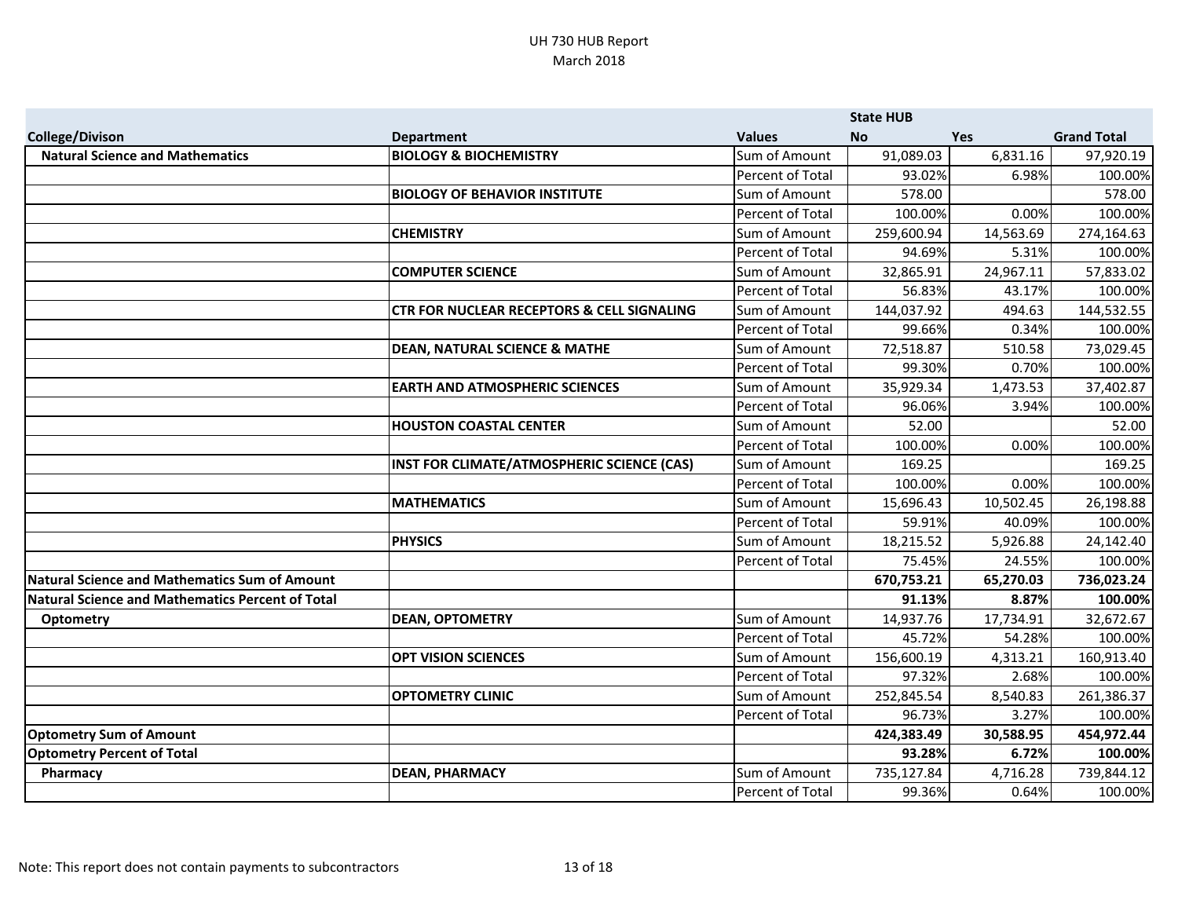UH 730 HUB Report
March 2018

| | | | State HUB | | |
|---|---|---|---|---|---|
| College/Divison | Department | Values | No | Yes | Grand Total |
| Natural Science and Mathematics | BIOLOGY & BIOCHEMISTRY | Sum of Amount | 91,089.03 | 6,831.16 | 97,920.19 |
| | | Percent of Total | 93.02% | 6.98% | 100.00% |
| | BIOLOGY OF BEHAVIOR INSTITUTE | Sum of Amount | 578.00 | | 578.00 |
| | | Percent of Total | 100.00% | 0.00% | 100.00% |
| | CHEMISTRY | Sum of Amount | 259,600.94 | 14,563.69 | 274,164.63 |
| | | Percent of Total | 94.69% | 5.31% | 100.00% |
| | COMPUTER SCIENCE | Sum of Amount | 32,865.91 | 24,967.11 | 57,833.02 |
| | | Percent of Total | 56.83% | 43.17% | 100.00% |
| | CTR FOR NUCLEAR RECEPTORS & CELL SIGNALING | Sum of Amount | 144,037.92 | 494.63 | 144,532.55 |
| | | Percent of Total | 99.66% | 0.34% | 100.00% |
| | DEAN, NATURAL SCIENCE & MATHE | Sum of Amount | 72,518.87 | 510.58 | 73,029.45 |
| | | Percent of Total | 99.30% | 0.70% | 100.00% |
| | EARTH AND ATMOSPHERIC SCIENCES | Sum of Amount | 35,929.34 | 1,473.53 | 37,402.87 |
| | | Percent of Total | 96.06% | 3.94% | 100.00% |
| | HOUSTON COASTAL CENTER | Sum of Amount | 52.00 | | 52.00 |
| | | Percent of Total | 100.00% | 0.00% | 100.00% |
| | INST FOR CLIMATE/ATMOSPHERIC SCIENCE (CAS) | Sum of Amount | 169.25 | | 169.25 |
| | | Percent of Total | 100.00% | 0.00% | 100.00% |
| | MATHEMATICS | Sum of Amount | 15,696.43 | 10,502.45 | 26,198.88 |
| | | Percent of Total | 59.91% | 40.09% | 100.00% |
| | PHYSICS | Sum of Amount | 18,215.52 | 5,926.88 | 24,142.40 |
| | | Percent of Total | 75.45% | 24.55% | 100.00% |
| **Natural Science and Mathematics Sum of Amount** | | | **670,753.21** | **65,270.03** | **736,023.24** |
| **Natural Science and Mathematics Percent of Total** | | | **91.13%** | **8.87%** | **100.00%** |
| Optometry | DEAN, OPTOMETRY | Sum of Amount | 14,937.76 | 17,734.91 | 32,672.67 |
| | | Percent of Total | 45.72% | 54.28% | 100.00% |
| | OPT VISION SCIENCES | Sum of Amount | 156,600.19 | 4,313.21 | 160,913.40 |
| | | Percent of Total | 97.32% | 2.68% | 100.00% |
| | OPTOMETRY CLINIC | Sum of Amount | 252,845.54 | 8,540.83 | 261,386.37 |
| | | Percent of Total | 96.73% | 3.27% | 100.00% |
| **Optometry Sum of Amount** | | | **424,383.49** | **30,588.95** | **454,972.44** |
| **Optometry Percent of Total** | | | **93.28%** | **6.72%** | **100.00%** |
| Pharmacy | DEAN, PHARMACY | Sum of Amount | 735,127.84 | 4,716.28 | 739,844.12 |
| | | Percent of Total | 99.36% | 0.64% | 100.00% |

Note: This report does not contain payments to subcontractors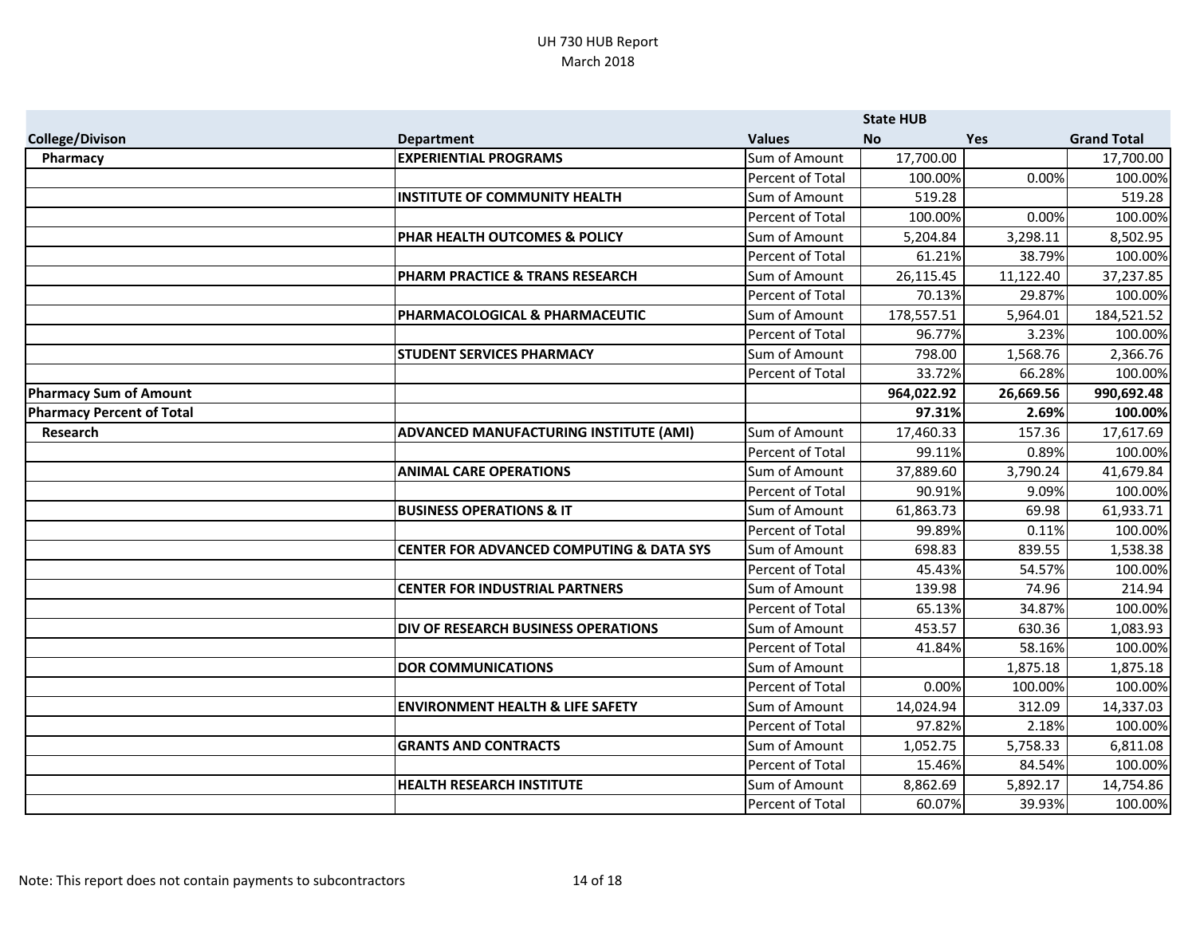UH 730 HUB Report
March 2018

| College/Divison | Department | Values | State HUB No | Yes | Grand Total |
|---|---|---|---|---|---|
| Pharmacy | EXPERIENTIAL PROGRAMS | Sum of Amount | 17,700.00 | | 17,700.00 |
| | | Percent of Total | 100.00% | 0.00% | 100.00% |
| | INSTITUTE OF COMMUNITY HEALTH | Sum of Amount | 519.28 | | 519.28 |
| | | Percent of Total | 100.00% | 0.00% | 100.00% |
| | PHAR HEALTH OUTCOMES & POLICY | Sum of Amount | 5,204.84 | 3,298.11 | 8,502.95 |
| | | Percent of Total | 61.21% | 38.79% | 100.00% |
| | PHARM PRACTICE & TRANS RESEARCH | Sum of Amount | 26,115.45 | 11,122.40 | 37,237.85 |
| | | Percent of Total | 70.13% | 29.87% | 100.00% |
| | PHARMACOLOGICAL & PHARMACEUTIC | Sum of Amount | 178,557.51 | 5,964.01 | 184,521.52 |
| | | Percent of Total | 96.77% | 3.23% | 100.00% |
| | STUDENT SERVICES PHARMACY | Sum of Amount | 798.00 | 1,568.76 | 2,366.76 |
| | | Percent of Total | 33.72% | 66.28% | 100.00% |
| **Pharmacy Sum of Amount** | | | **964,022.92** | **26,669.56** | **990,692.48** |
| **Pharmacy Percent of Total** | | | **97.31%** | **2.69%** | **100.00%** |
| Research | ADVANCED MANUFACTURING INSTITUTE (AMI) | Sum of Amount | 17,460.33 | 157.36 | 17,617.69 |
| | | Percent of Total | 99.11% | 0.89% | 100.00% |
| | ANIMAL CARE OPERATIONS | Sum of Amount | 37,889.60 | 3,790.24 | 41,679.84 |
| | | Percent of Total | 90.91% | 9.09% | 100.00% |
| | BUSINESS OPERATIONS & IT | Sum of Amount | 61,863.73 | 69.98 | 61,933.71 |
| | | Percent of Total | 99.89% | 0.11% | 100.00% |
| | CENTER FOR ADVANCED COMPUTING & DATA SYS | Sum of Amount | 698.83 | 839.55 | 1,538.38 |
| | | Percent of Total | 45.43% | 54.57% | 100.00% |
| | CENTER FOR INDUSTRIAL PARTNERS | Sum of Amount | 139.98 | 74.96 | 214.94 |
| | | Percent of Total | 65.13% | 34.87% | 100.00% |
| | DIV OF RESEARCH BUSINESS OPERATIONS | Sum of Amount | 453.57 | 630.36 | 1,083.93 |
| | | Percent of Total | 41.84% | 58.16% | 100.00% |
| | DOR COMMUNICATIONS | Sum of Amount | | 1,875.18 | 1,875.18 |
| | | Percent of Total | 0.00% | 100.00% | 100.00% |
| | ENVIRONMENT HEALTH & LIFE SAFETY | Sum of Amount | 14,024.94 | 312.09 | 14,337.03 |
| | | Percent of Total | 97.82% | 2.18% | 100.00% |
| | GRANTS AND CONTRACTS | Sum of Amount | 1,052.75 | 5,758.33 | 6,811.08 |
| | | Percent of Total | 15.46% | 84.54% | 100.00% |
| | HEALTH RESEARCH INSTITUTE | Sum of Amount | 8,862.69 | 5,892.17 | 14,754.86 |
| | | Percent of Total | 60.07% | 39.93% | 100.00% |

Note: This report does not contain payments to subcontractors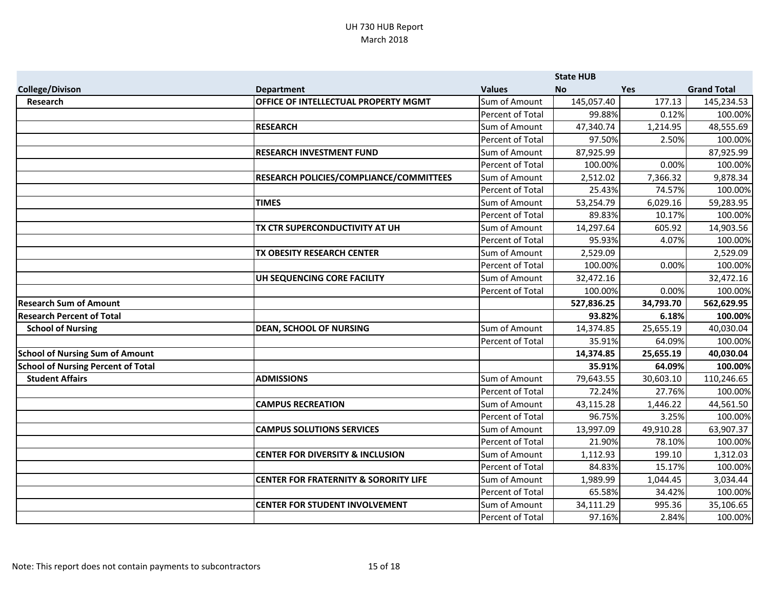# UH 730 HUB Report
March 2018

| College/Divison | Department | Values | State HUB No | Yes | Grand Total |
|---|---|---|---|---|---|
| Research | OFFICE OF INTELLECTUAL PROPERTY MGMT | Sum of Amount | 145,057.40 | 177.13 | 145,234.53 |
| | | Percent of Total | 99.88% | 0.12% | 100.00% |
| | RESEARCH | Sum of Amount | 47,340.74 | 1,214.95 | 48,555.69 |
| | | Percent of Total | 97.50% | 2.50% | 100.00% |
| | RESEARCH INVESTMENT FUND | Sum of Amount | 87,925.99 | | 87,925.99 |
| | | Percent of Total | 100.00% | 0.00% | 100.00% |
| | RESEARCH POLICIES/COMPLIANCE/COMMITTEES | Sum of Amount | 2,512.02 | 7,366.32 | 9,878.34 |
| | | Percent of Total | 25.43% | 74.57% | 100.00% |
| | TIMES | Sum of Amount | 53,254.79 | 6,029.16 | 59,283.95 |
| | | Percent of Total | 89.83% | 10.17% | 100.00% |
| | TX CTR SUPERCONDUCTIVITY AT UH | Sum of Amount | 14,297.64 | 605.92 | 14,903.56 |
| | | Percent of Total | 95.93% | 4.07% | 100.00% |
| | TX OBESITY RESEARCH CENTER | Sum of Amount | 2,529.09 | | 2,529.09 |
| | | Percent of Total | 100.00% | 0.00% | 100.00% |
| | UH SEQUENCING CORE FACILITY | Sum of Amount | 32,472.16 | | 32,472.16 |
| | | Percent of Total | 100.00% | 0.00% | 100.00% |
| **Research Sum of Amount** | | | **527,836.25** | **34,793.70** | **562,629.95** |
| **Research Percent of Total** | | | **93.82%** | **6.18%** | **100.00%** |
| School of Nursing | DEAN, SCHOOL OF NURSING | Sum of Amount | 14,374.85 | 25,655.19 | 40,030.04 |
| | | Percent of Total | 35.91% | 64.09% | 100.00% |
| **School of Nursing Sum of Amount** | | | **14,374.85** | **25,655.19** | **40,030.04** |
| **School of Nursing Percent of Total** | | | **35.91%** | **64.09%** | **100.00%** |
| Student Affairs | ADMISSIONS | Sum of Amount | 79,643.55 | 30,603.10 | 110,246.65 |
| | | Percent of Total | 72.24% | 27.76% | 100.00% |
| | CAMPUS RECREATION | Sum of Amount | 43,115.28 | 1,446.22 | 44,561.50 |
| | | Percent of Total | 96.75% | 3.25% | 100.00% |
| | CAMPUS SOLUTIONS SERVICES | Sum of Amount | 13,997.09 | 49,910.28 | 63,907.37 |
| | | Percent of Total | 21.90% | 78.10% | 100.00% |
| | CENTER FOR DIVERSITY & INCLUSION | Sum of Amount | 1,112.93 | 199.10 | 1,312.03 |
| | | Percent of Total | 84.83% | 15.17% | 100.00% |
| | CENTER FOR FRATERNITY & SORORITY LIFE | Sum of Amount | 1,989.99 | 1,044.45 | 3,034.44 |
| | | Percent of Total | 65.58% | 34.42% | 100.00% |
| | CENTER FOR STUDENT INVOLVEMENT | Sum of Amount | 34,111.29 | 995.36 | 35,106.65 |
| | | Percent of Total | 97.16% | 2.84% | 100.00% |

Note: This report does not contain payments to subcontractors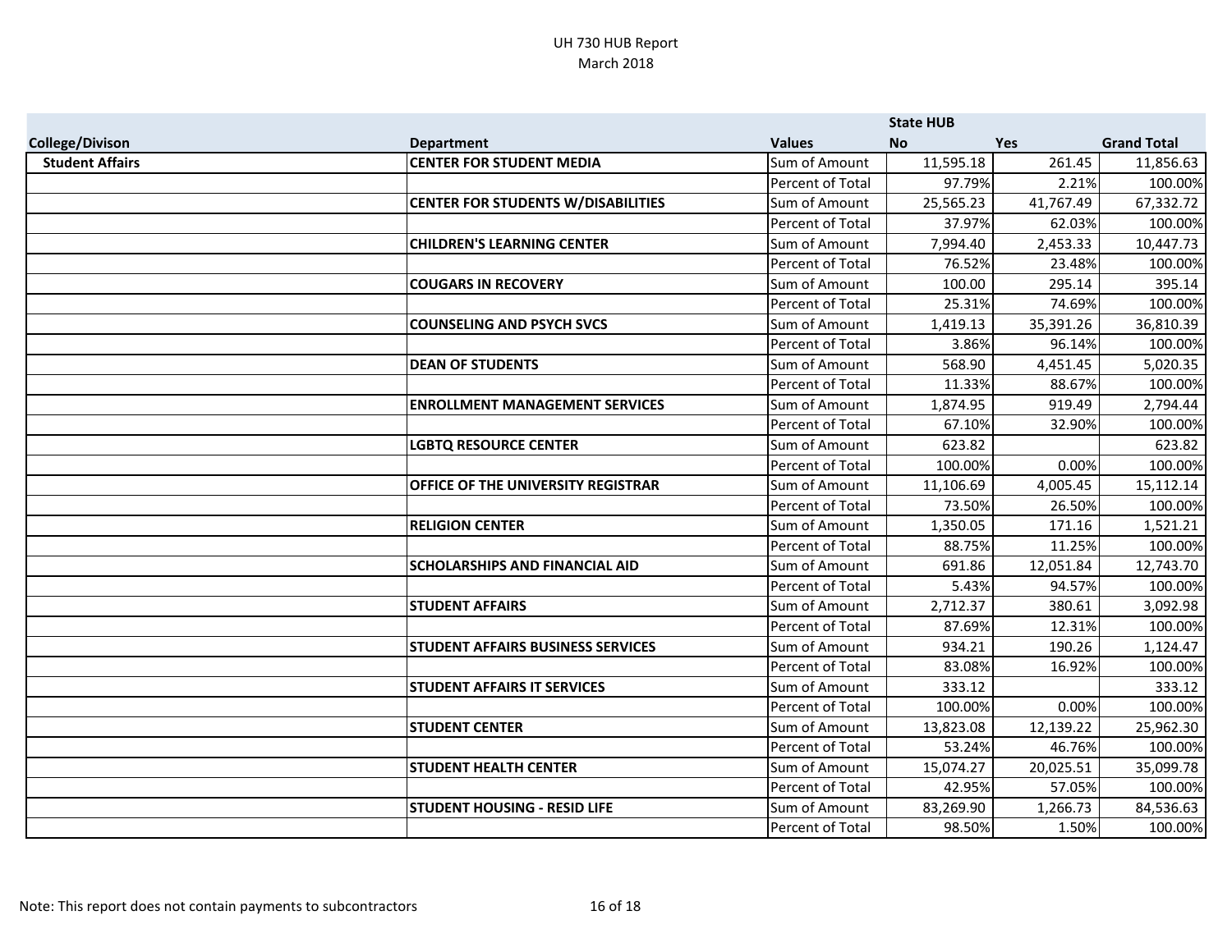UH 730 HUB Report
March 2018

| | | | State HUB | | |
|---|---|---|---|---|---|
| **College/Divison** | **Department** | **Values** | **No** | **Yes** | **Grand Total** |
| **Student Affairs** | **CENTER FOR STUDENT MEDIA** | Sum of Amount | 11,595.18 | 261.45 | 11,856.63 |
| | | Percent of Total | 97.79% | 2.21% | 100.00% |
| | **CENTER FOR STUDENTS W/DISABILITIES** | Sum of Amount | 25,565.23 | 41,767.49 | 67,332.72 |
| | | Percent of Total | 37.97% | 62.03% | 100.00% |
| | **CHILDREN'S LEARNING CENTER** | Sum of Amount | 7,994.40 | 2,453.33 | 10,447.73 |
| | | Percent of Total | 76.52% | 23.48% | 100.00% |
| | **COUGARS IN RECOVERY** | Sum of Amount | 100.00 | 295.14 | 395.14 |
| | | Percent of Total | 25.31% | 74.69% | 100.00% |
| | **COUNSELING AND PSYCH SVCS** | Sum of Amount | 1,419.13 | 35,391.26 | 36,810.39 |
| | | Percent of Total | 3.86% | 96.14% | 100.00% |
| | **DEAN OF STUDENTS** | Sum of Amount | 568.90 | 4,451.45 | 5,020.35 |
| | | Percent of Total | 11.33% | 88.67% | 100.00% |
| | **ENROLLMENT MANAGEMENT SERVICES** | Sum of Amount | 1,874.95 | 919.49 | 2,794.44 |
| | | Percent of Total | 67.10% | 32.90% | 100.00% |
| | **LGBTQ RESOURCE CENTER** | Sum of Amount | 623.82 | | 623.82 |
| | | Percent of Total | 100.00% | 0.00% | 100.00% |
| | **OFFICE OF THE UNIVERSITY REGISTRAR** | Sum of Amount | 11,106.69 | 4,005.45 | 15,112.14 |
| | | Percent of Total | 73.50% | 26.50% | 100.00% |
| | **RELIGION CENTER** | Sum of Amount | 1,350.05 | 171.16 | 1,521.21 |
| | | Percent of Total | 88.75% | 11.25% | 100.00% |
| | **SCHOLARSHIPS AND FINANCIAL AID** | Sum of Amount | 691.86 | 12,051.84 | 12,743.70 |
| | | Percent of Total | 5.43% | 94.57% | 100.00% |
| | **STUDENT AFFAIRS** | Sum of Amount | 2,712.37 | 380.61 | 3,092.98 |
| | | Percent of Total | 87.69% | 12.31% | 100.00% |
| | **STUDENT AFFAIRS BUSINESS SERVICES** | Sum of Amount | 934.21 | 190.26 | 1,124.47 |
| | | Percent of Total | 83.08% | 16.92% | 100.00% |
| | **STUDENT AFFAIRS IT SERVICES** | Sum of Amount | 333.12 | | 333.12 |
| | | Percent of Total | 100.00% | 0.00% | 100.00% |
| | **STUDENT CENTER** | Sum of Amount | 13,823.08 | 12,139.22 | 25,962.30 |
| | | Percent of Total | 53.24% | 46.76% | 100.00% |
| | **STUDENT HEALTH CENTER** | Sum of Amount | 15,074.27 | 20,025.51 | 35,099.78 |
| | | Percent of Total | 42.95% | 57.05% | 100.00% |
| | **STUDENT HOUSING - RESID LIFE** | Sum of Amount | 83,269.90 | 1,266.73 | 84,536.63 |
| | | Percent of Total | 98.50% | 1.50% | 100.00% |

Note: This report does not contain payments to subcontractors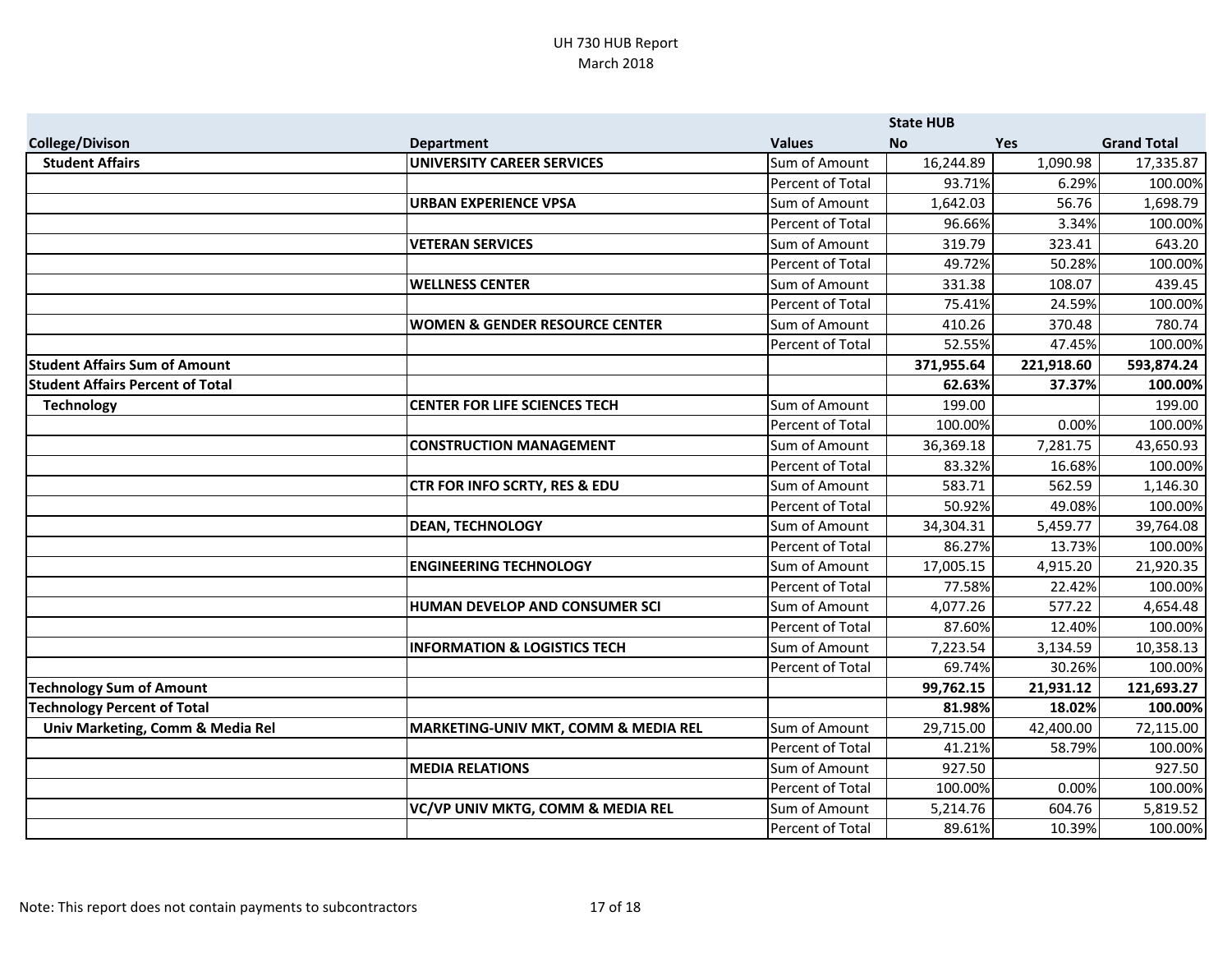UH 730 HUB Report
March 2018

| College/Divison | Department | Values | State HUB No | Yes | Grand Total |
|---|---|---|---|---|---|
| **Student Affairs** | **UNIVERSITY CAREER SERVICES** | Sum of Amount | 16,244.89 | 1,090.98 | 17,335.87 |
| | | Percent of Total | 93.71% | 6.29% | 100.00% |
| | **URBAN EXPERIENCE VPSA** | Sum of Amount | 1,642.03 | 56.76 | 1,698.79 |
| | | Percent of Total | 96.66% | 3.34% | 100.00% |
| | **VETERAN SERVICES** | Sum of Amount | 319.79 | 323.41 | 643.20 |
| | | Percent of Total | 49.72% | 50.28% | 100.00% |
| | **WELLNESS CENTER** | Sum of Amount | 331.38 | 108.07 | 439.45 |
| | | Percent of Total | 75.41% | 24.59% | 100.00% |
| | **WOMEN & GENDER RESOURCE CENTER** | Sum of Amount | 410.26 | 370.48 | 780.74 |
| | | Percent of Total | 52.55% | 47.45% | 100.00% |
| **Student Affairs Sum of Amount** | | | **371,955.64** | **221,918.60** | **593,874.24** |
| **Student Affairs Percent of Total** | | | **62.63%** | **37.37%** | **100.00%** |
| **Technology** | **CENTER FOR LIFE SCIENCES TECH** | Sum of Amount | 199.00 | | 199.00 |
| | | Percent of Total | 100.00% | 0.00% | 100.00% |
| | **CONSTRUCTION MANAGEMENT** | Sum of Amount | 36,369.18 | 7,281.75 | 43,650.93 |
| | | Percent of Total | 83.32% | 16.68% | 100.00% |
| | **CTR FOR INFO SCRTY, RES & EDU** | Sum of Amount | 583.71 | 562.59 | 1,146.30 |
| | | Percent of Total | 50.92% | 49.08% | 100.00% |
| | **DEAN, TECHNOLOGY** | Sum of Amount | 34,304.31 | 5,459.77 | 39,764.08 |
| | | Percent of Total | 86.27% | 13.73% | 100.00% |
| | **ENGINEERING TECHNOLOGY** | Sum of Amount | 17,005.15 | 4,915.20 | 21,920.35 |
| | | Percent of Total | 77.58% | 22.42% | 100.00% |
| | **HUMAN DEVELOP AND CONSUMER SCI** | Sum of Amount | 4,077.26 | 577.22 | 4,654.48 |
| | | Percent of Total | 87.60% | 12.40% | 100.00% |
| | **INFORMATION & LOGISTICS TECH** | Sum of Amount | 7,223.54 | 3,134.59 | 10,358.13 |
| | | Percent of Total | 69.74% | 30.26% | 100.00% |
| **Technology Sum of Amount** | | | **99,762.15** | **21,931.12** | **121,693.27** |
| **Technology Percent of Total** | | | **81.98%** | **18.02%** | **100.00%** |
| **Univ Marketing, Comm & Media Rel** | **MARKETING-UNIV MKT, COMM & MEDIA REL** | Sum of Amount | 29,715.00 | 42,400.00 | 72,115.00 |
| | | Percent of Total | 41.21% | 58.79% | 100.00% |
| | **MEDIA RELATIONS** | Sum of Amount | 927.50 | | 927.50 |
| | | Percent of Total | 100.00% | 0.00% | 100.00% |
| | **VC/VP UNIV MKTG, COMM & MEDIA REL** | Sum of Amount | 5,214.76 | 604.76 | 5,819.52 |
| | | Percent of Total | 89.61% | 10.39% | 100.00% |

Note: This report does not contain payments to subcontractors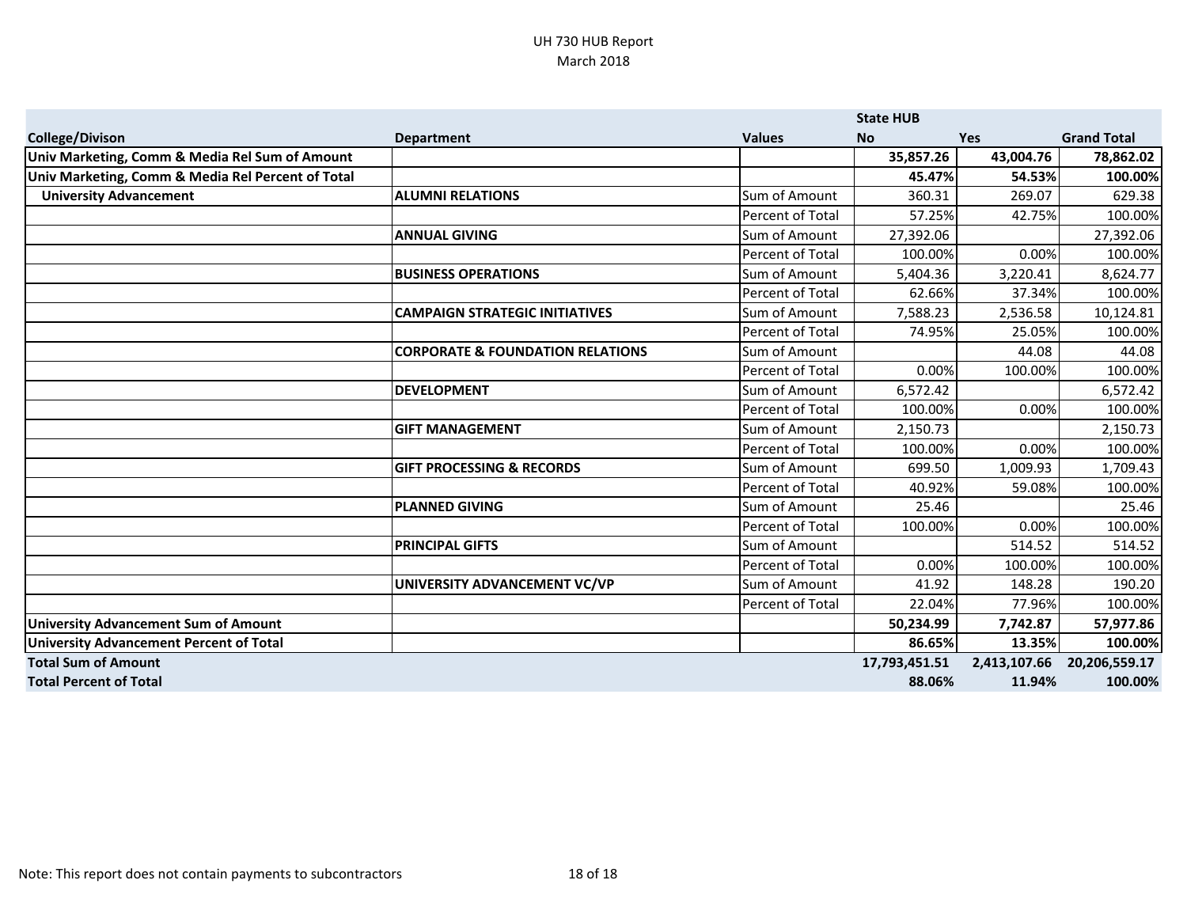UH 730 HUB Report
March 2018

| | | | State HUB | | |
|---|---|---|---|---|---|
| College/Divison | Department | Values | No | Yes | Grand Total |
| **Univ Marketing, Comm & Media Rel Sum of Amount** | | | **35,857.26** | **43,004.76** | **78,862.02** |
| **Univ Marketing, Comm & Media Rel Percent of Total** | | | **45.47%** | **54.53%** | **100.00%** |
| **University Advancement** | **ALUMNI RELATIONS** | Sum of Amount | 360.31 | 269.07 | 629.38 |
| | | Percent of Total | 57.25% | 42.75% | 100.00% |
| | **ANNUAL GIVING** | Sum of Amount | 27,392.06 | | 27,392.06 |
| | | Percent of Total | 100.00% | 0.00% | 100.00% |
| | **BUSINESS OPERATIONS** | Sum of Amount | 5,404.36 | 3,220.41 | 8,624.77 |
| | | Percent of Total | 62.66% | 37.34% | 100.00% |
| | **CAMPAIGN STRATEGIC INITIATIVES** | Sum of Amount | 7,588.23 | 2,536.58 | 10,124.81 |
| | | Percent of Total | 74.95% | 25.05% | 100.00% |
| | **CORPORATE & FOUNDATION RELATIONS** | Sum of Amount | | 44.08 | 44.08 |
| | | Percent of Total | 0.00% | 100.00% | 100.00% |
| | **DEVELOPMENT** | Sum of Amount | 6,572.42 | | 6,572.42 |
| | | Percent of Total | 100.00% | 0.00% | 100.00% |
| | **GIFT MANAGEMENT** | Sum of Amount | 2,150.73 | | 2,150.73 |
| | | Percent of Total | 100.00% | 0.00% | 100.00% |
| | **GIFT PROCESSING & RECORDS** | Sum of Amount | 699.50 | 1,009.93 | 1,709.43 |
| | | Percent of Total | 40.92% | 59.08% | 100.00% |
| | **PLANNED GIVING** | Sum of Amount | 25.46 | | 25.46 |
| | | Percent of Total | 100.00% | 0.00% | 100.00% |
| | **PRINCIPAL GIFTS** | Sum of Amount | | 514.52 | 514.52 |
| | | Percent of Total | 0.00% | 100.00% | 100.00% |
| | **UNIVERSITY ADVANCEMENT VC/VP** | Sum of Amount | 41.92 | 148.28 | 190.20 |
| | | Percent of Total | 22.04% | 77.96% | 100.00% |
| **University Advancement Sum of Amount** | | | **50,234.99** | **7,742.87** | **57,977.86** |
| **University Advancement Percent of Total** | | | **86.65%** | **13.35%** | **100.00%** |
| **Total Sum of Amount** | | | **17,793,451.51** | **2,413,107.66** | **20,206,559.17** |
| **Total Percent of Total** | | | **88.06%** | **11.94%** | **100.00%** |

Note: This report does not contain payments to subcontractors